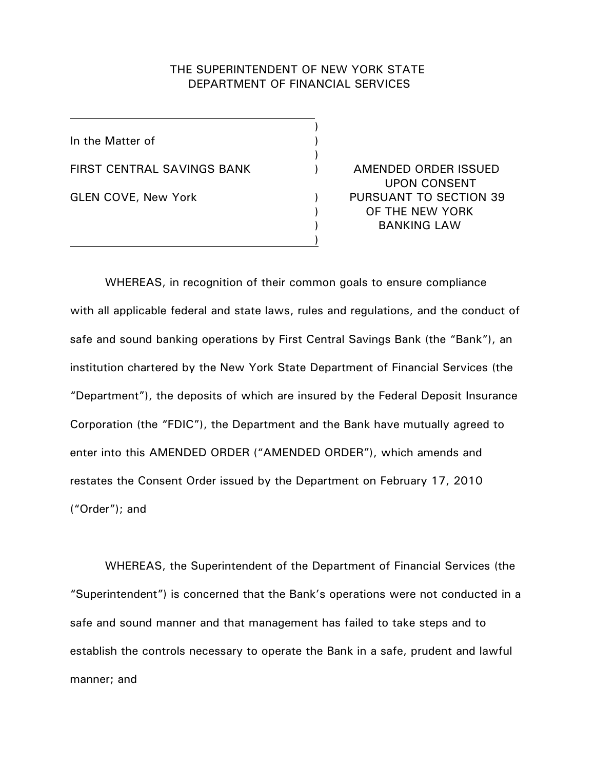THE SUPERINTENDENT OF NEW YORK STATE
DEPARTMENT OF FINANCIAL SERVICES

| | |
|---|---|
| In the Matter of<br><br>FIRST CENTRAL SAVINGS BANK<br><br>GLEN COVE, New York | AMENDED ORDER ISSUED UPON CONSENT PURSUANT TO SECTION 39 OF THE NEW YORK BANKING LAW |

WHEREAS, in recognition of their common goals to ensure compliance with all applicable federal and state laws, rules and regulations, and the conduct of safe and sound banking operations by First Central Savings Bank (the "Bank"), an institution chartered by the New York State Department of Financial Services (the "Department"), the deposits of which are insured by the Federal Deposit Insurance Corporation (the "FDIC"), the Department and the Bank have mutually agreed to enter into this AMENDED ORDER ("AMENDED ORDER"), which amends and restates the Consent Order issued by the Department on February 17, 2010 ("Order"); and

WHEREAS, the Superintendent of the Department of Financial Services (the "Superintendent") is concerned that the Bank's operations were not conducted in a safe and sound manner and that management has failed to take steps and to establish the controls necessary to operate the Bank in a safe, prudent and lawful manner; and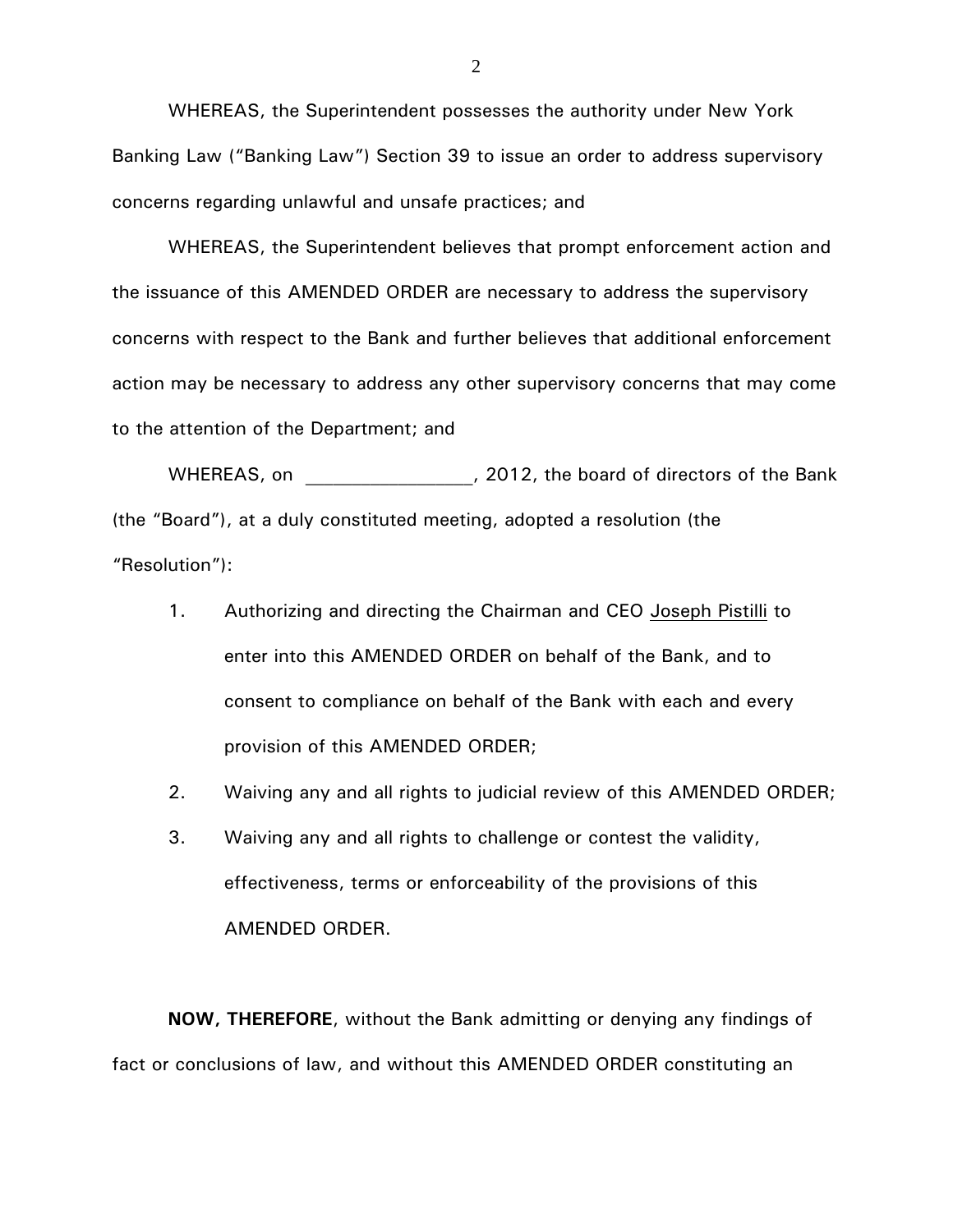WHEREAS, the Superintendent possesses the authority under New York Banking Law ("Banking Law") Section 39 to issue an order to address supervisory concerns regarding unlawful and unsafe practices; and

WHEREAS, the Superintendent believes that prompt enforcement action and the issuance of this AMENDED ORDER are necessary to address the supervisory concerns with respect to the Bank and further believes that additional enforcement action may be necessary to address any other supervisory concerns that may come to the attention of the Department; and

WHEREAS, on _________________, 2012, the board of directors of the Bank (the "Board"), at a duly constituted meeting, adopted a resolution (the "Resolution"):

1. Authorizing and directing the Chairman and CEO Joseph Pistilli to enter into this AMENDED ORDER on behalf of the Bank, and to consent to compliance on behalf of the Bank with each and every provision of this AMENDED ORDER;
2. Waiving any and all rights to judicial review of this AMENDED ORDER;
3. Waiving any and all rights to challenge or contest the validity, effectiveness, terms or enforceability of the provisions of this AMENDED ORDER.

**NOW, THEREFORE**, without the Bank admitting or denying any findings of fact or conclusions of law, and without this AMENDED ORDER constituting an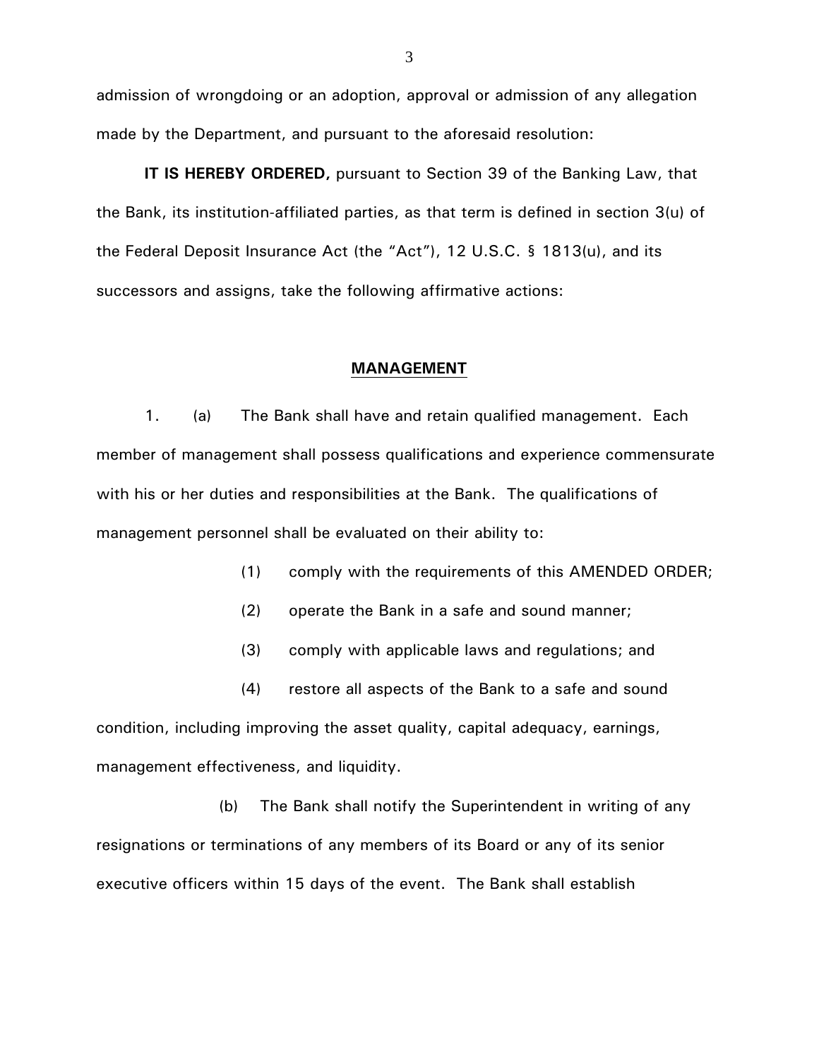admission of wrongdoing or an adoption, approval or admission of any allegation made by the Department, and pursuant to the aforesaid resolution:

**IT IS HEREBY ORDERED,** pursuant to Section 39 of the Banking Law, that the Bank, its institution-affiliated parties, as that term is defined in section 3(u) of the Federal Deposit Insurance Act (the "Act"), 12 U.S.C. § 1813(u), and its successors and assigns, take the following affirmative actions:

## MANAGEMENT

1. (a) The Bank shall have and retain qualified management. Each member of management shall possess qualifications and experience commensurate with his or her duties and responsibilities at the Bank. The qualifications of management personnel shall be evaluated on their ability to:

    (1) comply with the requirements of this AMENDED ORDER;

    (2) operate the Bank in a safe and sound manner;

    (3) comply with applicable laws and regulations; and

    (4) restore all aspects of the Bank to a safe and sound condition, including improving the asset quality, capital adequacy, earnings, management effectiveness, and liquidity.

   (b) The Bank shall notify the Superintendent in writing of any resignations or terminations of any members of its Board or any of its senior executive officers within 15 days of the event. The Bank shall establish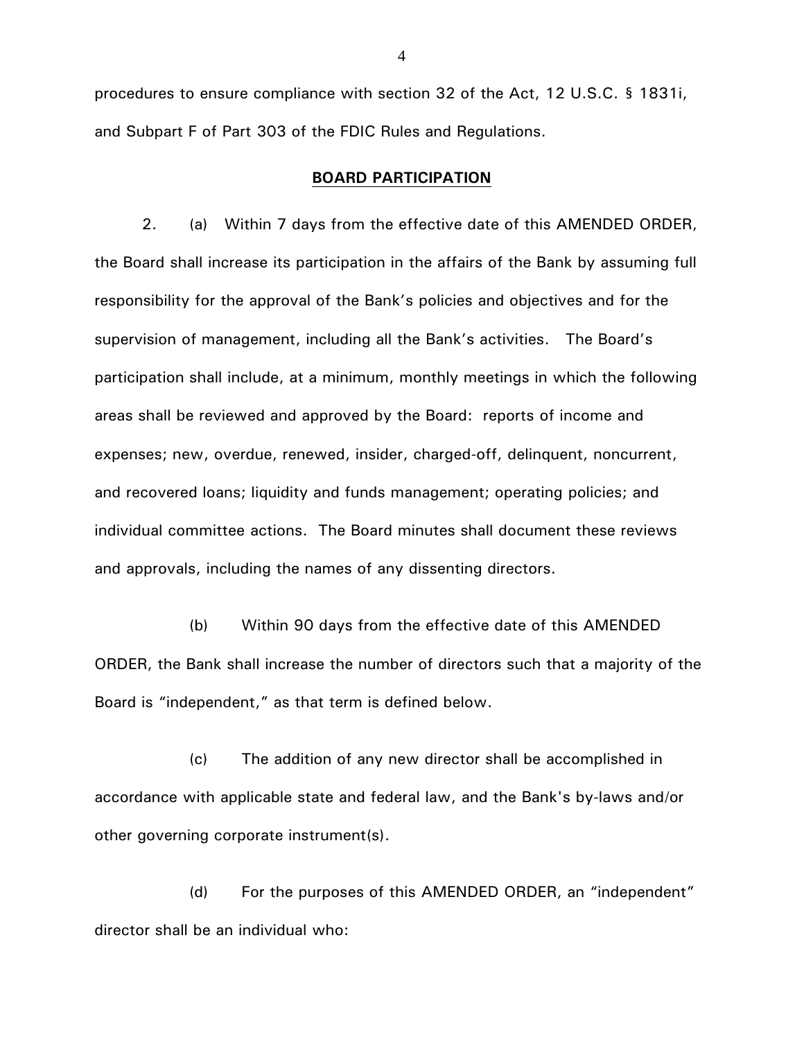procedures to ensure compliance with section 32 of the Act, 12 U.S.C. § 1831i, and Subpart F of Part 303 of the FDIC Rules and Regulations.

## BOARD PARTICIPATION

2. (a) Within 7 days from the effective date of this AMENDED ORDER, the Board shall increase its participation in the affairs of the Bank by assuming full responsibility for the approval of the Bank's policies and objectives and for the supervision of management, including all the Bank's activities. The Board's participation shall include, at a minimum, monthly meetings in which the following areas shall be reviewed and approved by the Board: reports of income and expenses; new, overdue, renewed, insider, charged-off, delinquent, noncurrent, and recovered loans; liquidity and funds management; operating policies; and individual committee actions. The Board minutes shall document these reviews and approvals, including the names of any dissenting directors.

(b) Within 90 days from the effective date of this AMENDED ORDER, the Bank shall increase the number of directors such that a majority of the Board is "independent," as that term is defined below.

(c) The addition of any new director shall be accomplished in accordance with applicable state and federal law, and the Bank's by-laws and/or other governing corporate instrument(s).

(d) For the purposes of this AMENDED ORDER, an "independent" director shall be an individual who: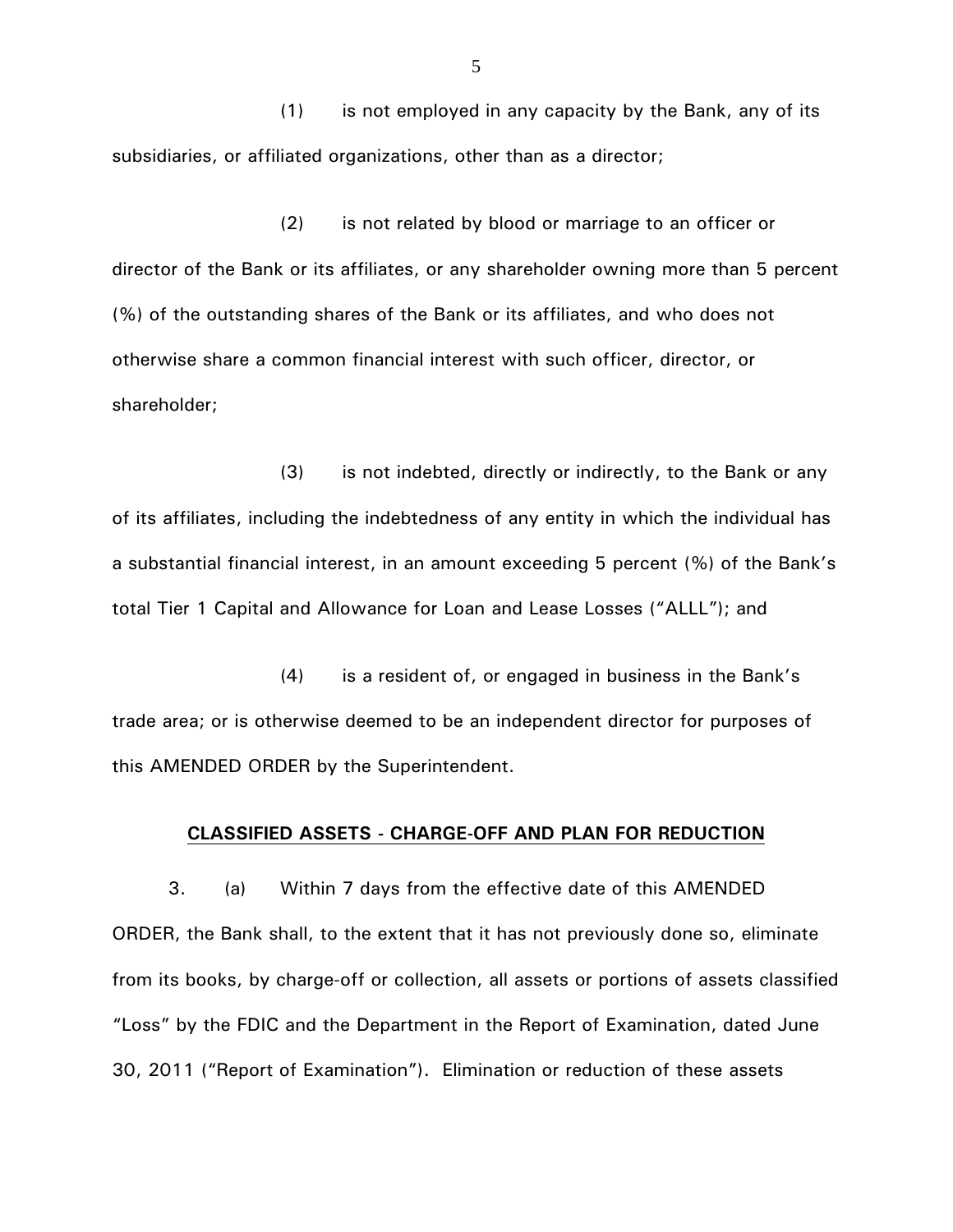(1) is not employed in any capacity by the Bank, any of its subsidiaries, or affiliated organizations, other than as a director;

(2) is not related by blood or marriage to an officer or director of the Bank or its affiliates, or any shareholder owning more than 5 percent (%) of the outstanding shares of the Bank or its affiliates, and who does not otherwise share a common financial interest with such officer, director, or shareholder;

(3) is not indebted, directly or indirectly, to the Bank or any of its affiliates, including the indebtedness of any entity in which the individual has a substantial financial interest, in an amount exceeding 5 percent (%) of the Bank's total Tier 1 Capital and Allowance for Loan and Lease Losses ("ALLL"); and

(4) is a resident of, or engaged in business in the Bank's trade area; or is otherwise deemed to be an independent director for purposes of this AMENDED ORDER by the Superintendent.

**CLASSIFIED ASSETS - CHARGE-OFF AND PLAN FOR REDUCTION**

3. (a) Within 7 days from the effective date of this AMENDED ORDER, the Bank shall, to the extent that it has not previously done so, eliminate from its books, by charge-off or collection, all assets or portions of assets classified "Loss" by the FDIC and the Department in the Report of Examination, dated June 30, 2011 ("Report of Examination"). Elimination or reduction of these assets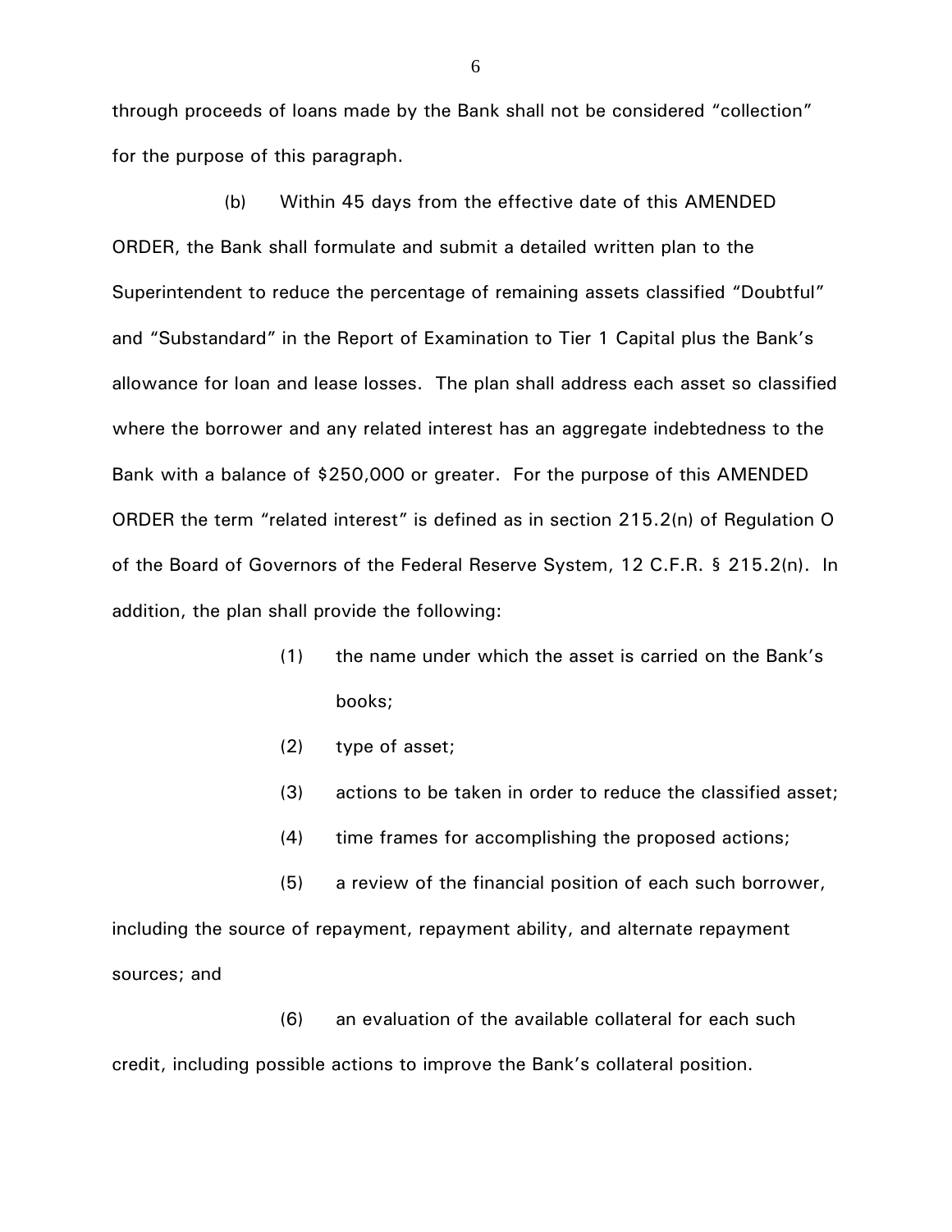through proceeds of loans made by the Bank shall not be considered "collection" for the purpose of this paragraph.

(b) Within 45 days from the effective date of this AMENDED ORDER, the Bank shall formulate and submit a detailed written plan to the Superintendent to reduce the percentage of remaining assets classified "Doubtful" and "Substandard" in the Report of Examination to Tier 1 Capital plus the Bank's allowance for loan and lease losses. The plan shall address each asset so classified where the borrower and any related interest has an aggregate indebtedness to the Bank with a balance of $250,000 or greater. For the purpose of this AMENDED ORDER the term "related interest" is defined as in section 215.2(n) of Regulation O of the Board of Governors of the Federal Reserve System, 12 C.F.R. § 215.2(n). In addition, the plan shall provide the following:

(1) the name under which the asset is carried on the Bank's books;

(2) type of asset;

(3) actions to be taken in order to reduce the classified asset;

(4) time frames for accomplishing the proposed actions;

(5) a review of the financial position of each such borrower, including the source of repayment, repayment ability, and alternate repayment sources; and

(6) an evaluation of the available collateral for each such credit, including possible actions to improve the Bank's collateral position.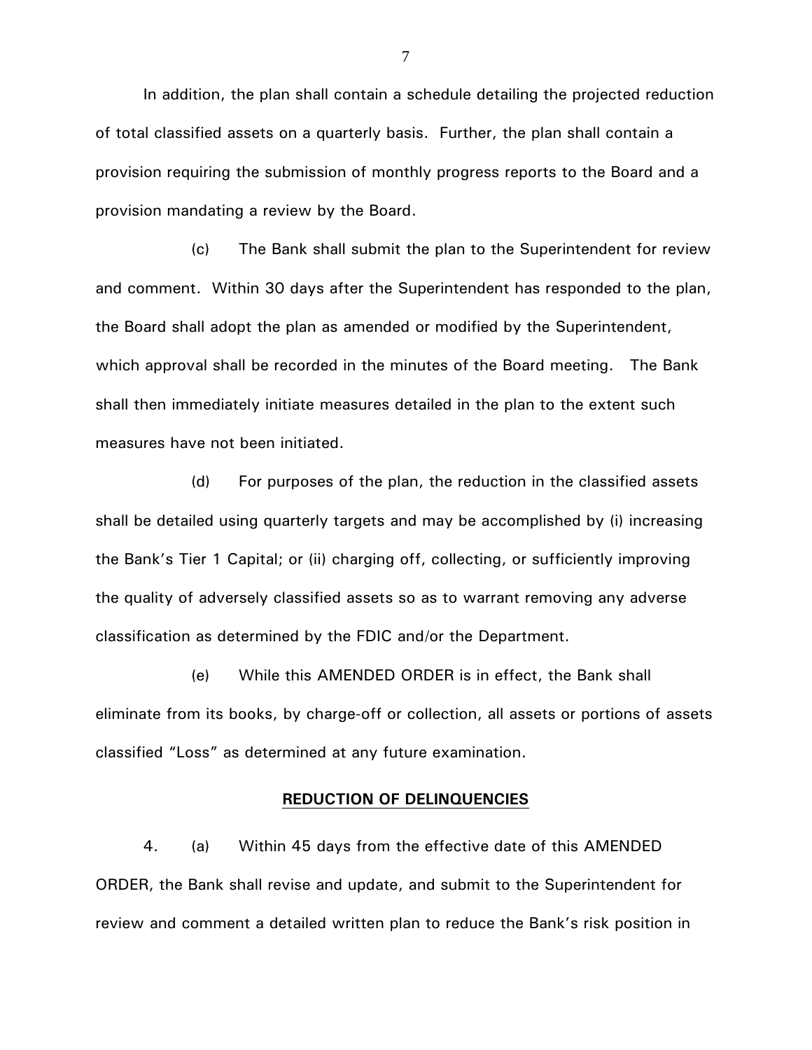In addition, the plan shall contain a schedule detailing the projected reduction of total classified assets on a quarterly basis. Further, the plan shall contain a provision requiring the submission of monthly progress reports to the Board and a provision mandating a review by the Board.

(c) The Bank shall submit the plan to the Superintendent for review and comment. Within 30 days after the Superintendent has responded to the plan, the Board shall adopt the plan as amended or modified by the Superintendent, which approval shall be recorded in the minutes of the Board meeting. The Bank shall then immediately initiate measures detailed in the plan to the extent such measures have not been initiated.

(d) For purposes of the plan, the reduction in the classified assets shall be detailed using quarterly targets and may be accomplished by (i) increasing the Bank's Tier 1 Capital; or (ii) charging off, collecting, or sufficiently improving the quality of adversely classified assets so as to warrant removing any adverse classification as determined by the FDIC and/or the Department.

(e) While this AMENDED ORDER is in effect, the Bank shall eliminate from its books, by charge-off or collection, all assets or portions of assets classified "Loss" as determined at any future examination.

**REDUCTION OF DELINQUENCIES**

4. (a) Within 45 days from the effective date of this AMENDED ORDER, the Bank shall revise and update, and submit to the Superintendent for review and comment a detailed written plan to reduce the Bank's risk position in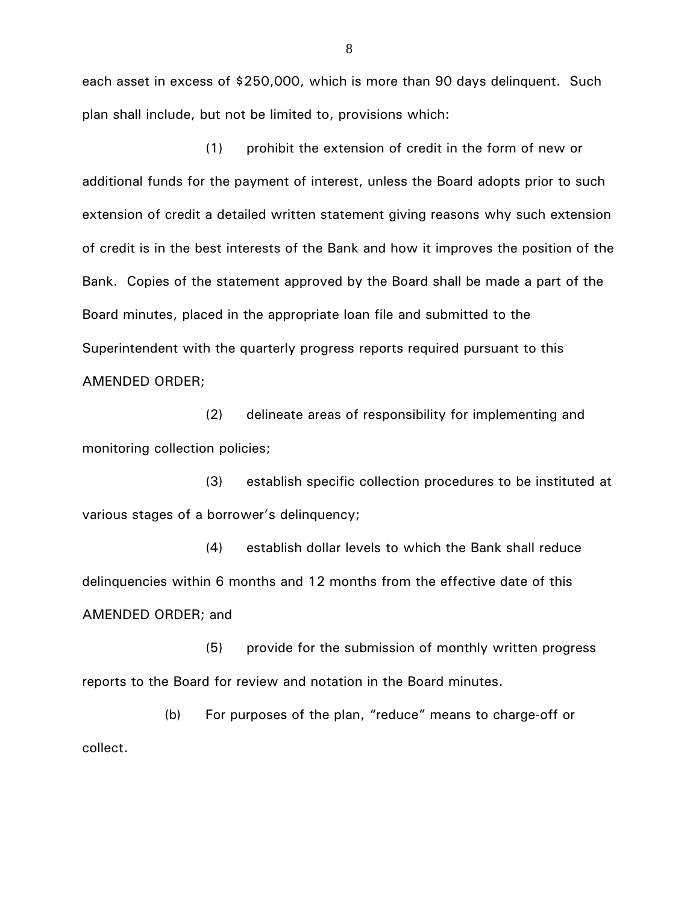each asset in excess of $250,000, which is more than 90 days delinquent. Such plan shall include, but not be limited to, provisions which:

(1) prohibit the extension of credit in the form of new or additional funds for the payment of interest, unless the Board adopts prior to such extension of credit a detailed written statement giving reasons why such extension of credit is in the best interests of the Bank and how it improves the position of the Bank. Copies of the statement approved by the Board shall be made a part of the Board minutes, placed in the appropriate loan file and submitted to the Superintendent with the quarterly progress reports required pursuant to this AMENDED ORDER;

(2) delineate areas of responsibility for implementing and monitoring collection policies;

(3) establish specific collection procedures to be instituted at various stages of a borrower's delinquency;

(4) establish dollar levels to which the Bank shall reduce delinquencies within 6 months and 12 months from the effective date of this AMENDED ORDER; and

(5) provide for the submission of monthly written progress reports to the Board for review and notation in the Board minutes.

(b) For purposes of the plan, "reduce" means to charge-off or collect.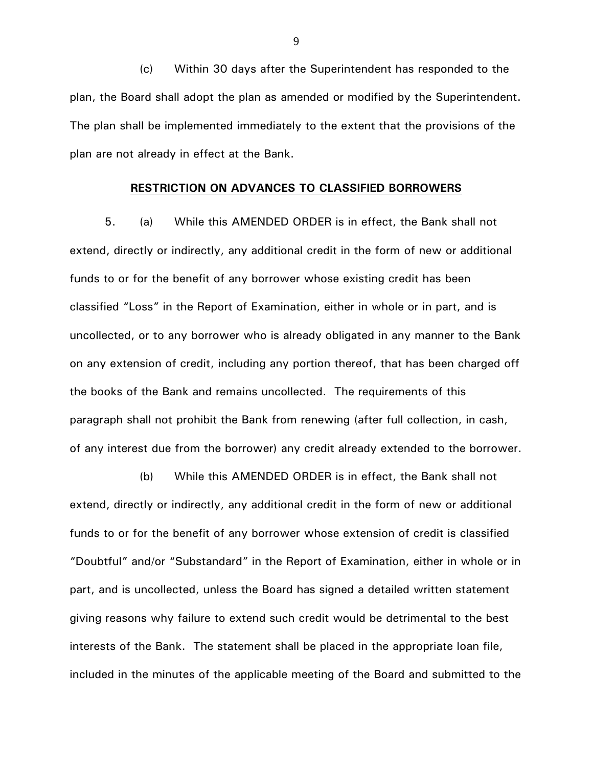(c) Within 30 days after the Superintendent has responded to the plan, the Board shall adopt the plan as amended or modified by the Superintendent. The plan shall be implemented immediately to the extent that the provisions of the plan are not already in effect at the Bank.

**RESTRICTION ON ADVANCES TO CLASSIFIED BORROWERS**

5. (a) While this AMENDED ORDER is in effect, the Bank shall not extend, directly or indirectly, any additional credit in the form of new or additional funds to or for the benefit of any borrower whose existing credit has been classified "Loss" in the Report of Examination, either in whole or in part, and is uncollected, or to any borrower who is already obligated in any manner to the Bank on any extension of credit, including any portion thereof, that has been charged off the books of the Bank and remains uncollected. The requirements of this paragraph shall not prohibit the Bank from renewing (after full collection, in cash, of any interest due from the borrower) any credit already extended to the borrower.

(b) While this AMENDED ORDER is in effect, the Bank shall not extend, directly or indirectly, any additional credit in the form of new or additional funds to or for the benefit of any borrower whose extension of credit is classified "Doubtful" and/or "Substandard" in the Report of Examination, either in whole or in part, and is uncollected, unless the Board has signed a detailed written statement giving reasons why failure to extend such credit would be detrimental to the best interests of the Bank. The statement shall be placed in the appropriate loan file, included in the minutes of the applicable meeting of the Board and submitted to the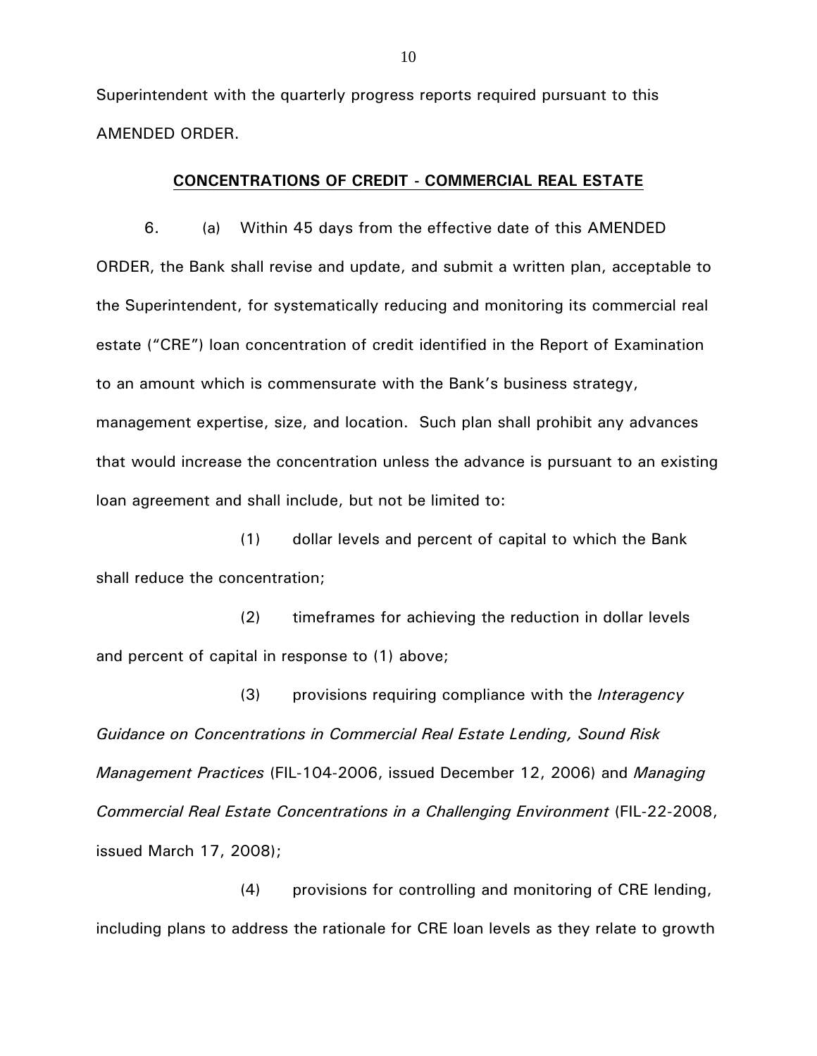Superintendent with the quarterly progress reports required pursuant to this AMENDED ORDER.

**CONCENTRATIONS OF CREDIT - COMMERCIAL REAL ESTATE**

6. (a) Within 45 days from the effective date of this AMENDED ORDER, the Bank shall revise and update, and submit a written plan, acceptable to the Superintendent, for systematically reducing and monitoring its commercial real estate ("CRE") loan concentration of credit identified in the Report of Examination to an amount which is commensurate with the Bank's business strategy, management expertise, size, and location. Such plan shall prohibit any advances that would increase the concentration unless the advance is pursuant to an existing loan agreement and shall include, but not be limited to:

(1) dollar levels and percent of capital to which the Bank shall reduce the concentration;

(2) timeframes for achieving the reduction in dollar levels and percent of capital in response to (1) above;

(3) provisions requiring compliance with the *Interagency Guidance on Concentrations in Commercial Real Estate Lending, Sound Risk Management Practices* (FIL-104-2006, issued December 12, 2006) and *Managing Commercial Real Estate Concentrations in a Challenging Environment* (FIL-22-2008, issued March 17, 2008);

(4) provisions for controlling and monitoring of CRE lending, including plans to address the rationale for CRE loan levels as they relate to growth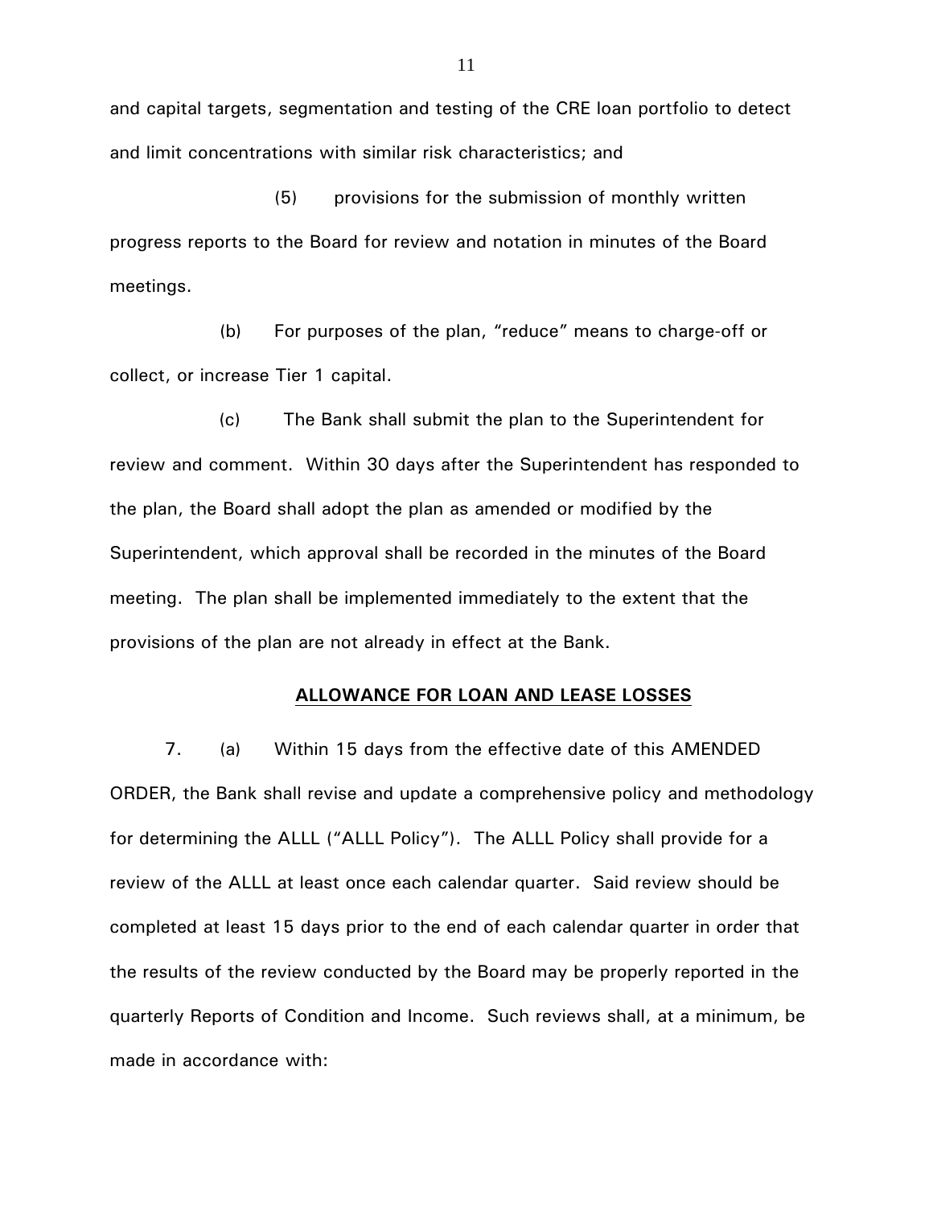and capital targets, segmentation and testing of the CRE loan portfolio to detect and limit concentrations with similar risk characteristics; and

(5) provisions for the submission of monthly written progress reports to the Board for review and notation in minutes of the Board meetings.

(b) For purposes of the plan, "reduce" means to charge-off or collect, or increase Tier 1 capital.

(c) The Bank shall submit the plan to the Superintendent for review and comment. Within 30 days after the Superintendent has responded to the plan, the Board shall adopt the plan as amended or modified by the Superintendent, which approval shall be recorded in the minutes of the Board meeting. The plan shall be implemented immediately to the extent that the provisions of the plan are not already in effect at the Bank.

## ALLOWANCE FOR LOAN AND LEASE LOSSES

7. (a) Within 15 days from the effective date of this AMENDED ORDER, the Bank shall revise and update a comprehensive policy and methodology for determining the ALLL ("ALLL Policy"). The ALLL Policy shall provide for a review of the ALLL at least once each calendar quarter. Said review should be completed at least 15 days prior to the end of each calendar quarter in order that the results of the review conducted by the Board may be properly reported in the quarterly Reports of Condition and Income. Such reviews shall, at a minimum, be made in accordance with: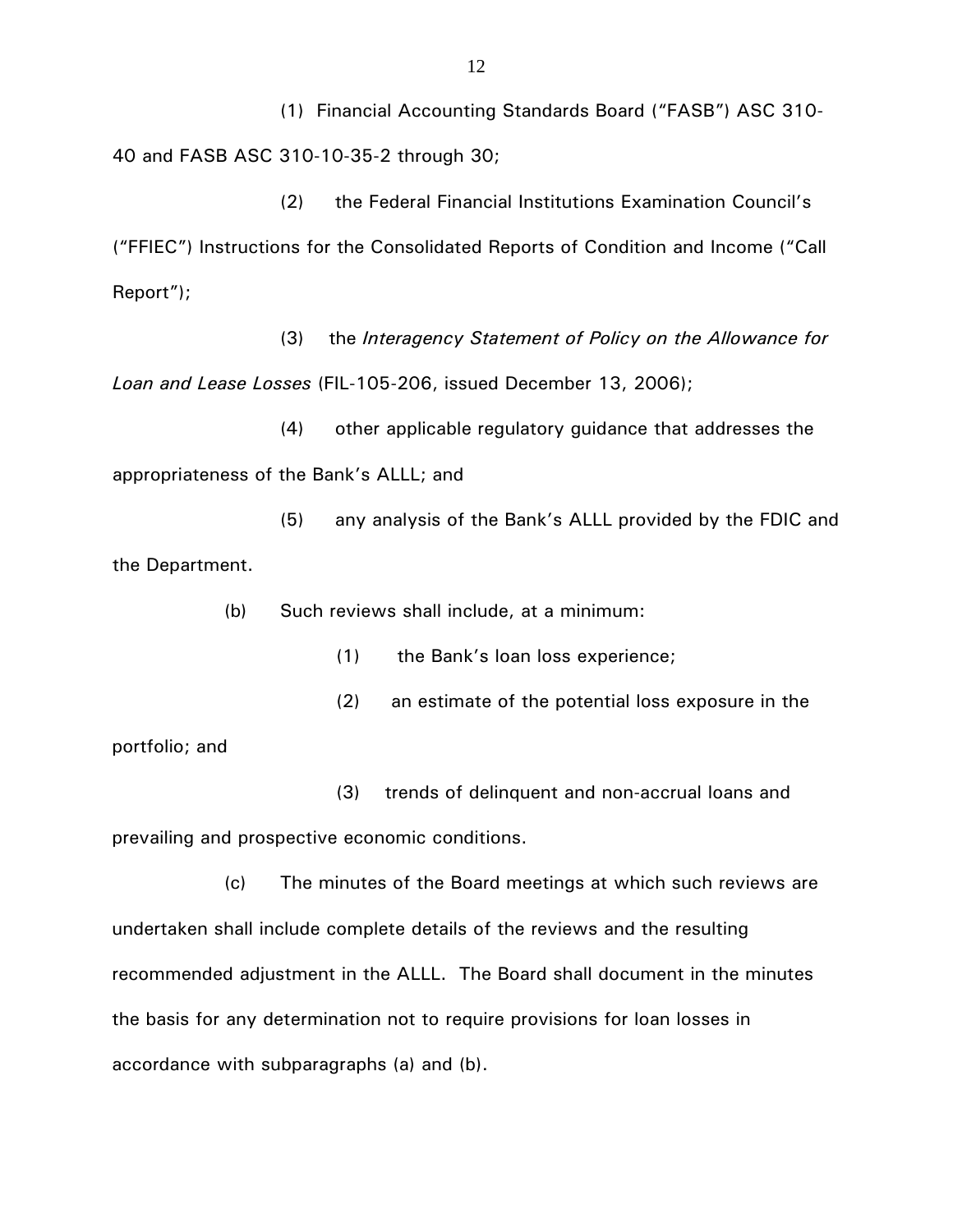(1) Financial Accounting Standards Board ("FASB") ASC 310-40 and FASB ASC 310-10-35-2 through 30;

(2) the Federal Financial Institutions Examination Council's ("FFIEC") Instructions for the Consolidated Reports of Condition and Income ("Call Report");

(3) the *Interagency Statement of Policy on the Allowance for Loan and Lease Losses* (FIL-105-206, issued December 13, 2006);

(4) other applicable regulatory guidance that addresses the appropriateness of the Bank's ALLL; and

(5) any analysis of the Bank's ALLL provided by the FDIC and the Department.

(b) Such reviews shall include, at a minimum:

(1) the Bank's loan loss experience;

(2) an estimate of the potential loss exposure in the portfolio; and

(3) trends of delinquent and non-accrual loans and prevailing and prospective economic conditions.

(c) The minutes of the Board meetings at which such reviews are undertaken shall include complete details of the reviews and the resulting recommended adjustment in the ALLL. The Board shall document in the minutes the basis for any determination not to require provisions for loan losses in accordance with subparagraphs (a) and (b).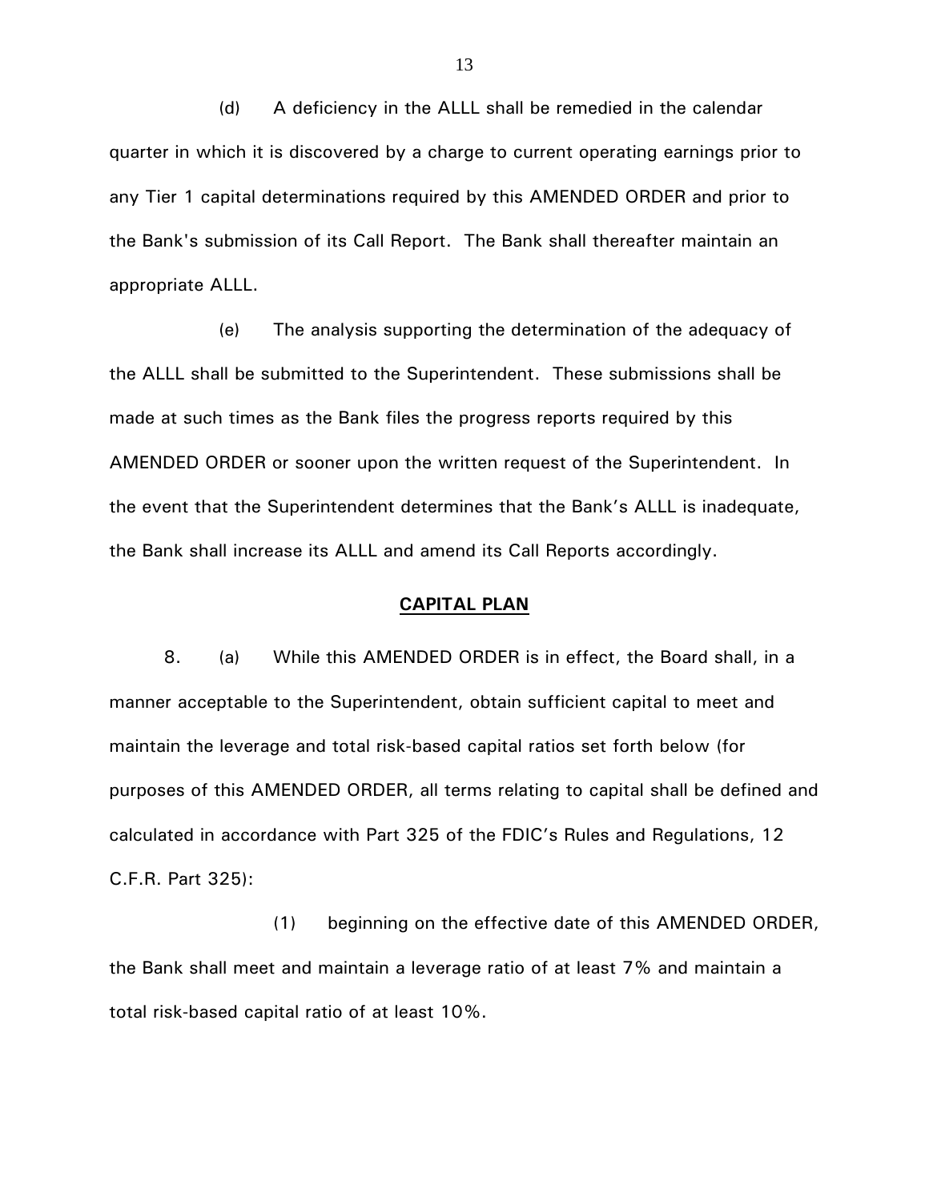(d) A deficiency in the ALLL shall be remedied in the calendar quarter in which it is discovered by a charge to current operating earnings prior to any Tier 1 capital determinations required by this AMENDED ORDER and prior to the Bank's submission of its Call Report. The Bank shall thereafter maintain an appropriate ALLL.

(e) The analysis supporting the determination of the adequacy of the ALLL shall be submitted to the Superintendent. These submissions shall be made at such times as the Bank files the progress reports required by this AMENDED ORDER or sooner upon the written request of the Superintendent. In the event that the Superintendent determines that the Bank's ALLL is inadequate, the Bank shall increase its ALLL and amend its Call Reports accordingly.

**CAPITAL PLAN**

8. (a) While this AMENDED ORDER is in effect, the Board shall, in a manner acceptable to the Superintendent, obtain sufficient capital to meet and maintain the leverage and total risk-based capital ratios set forth below (for purposes of this AMENDED ORDER, all terms relating to capital shall be defined and calculated in accordance with Part 325 of the FDIC's Rules and Regulations, 12 C.F.R. Part 325):

(1) beginning on the effective date of this AMENDED ORDER, the Bank shall meet and maintain a leverage ratio of at least 7% and maintain a total risk-based capital ratio of at least 10%.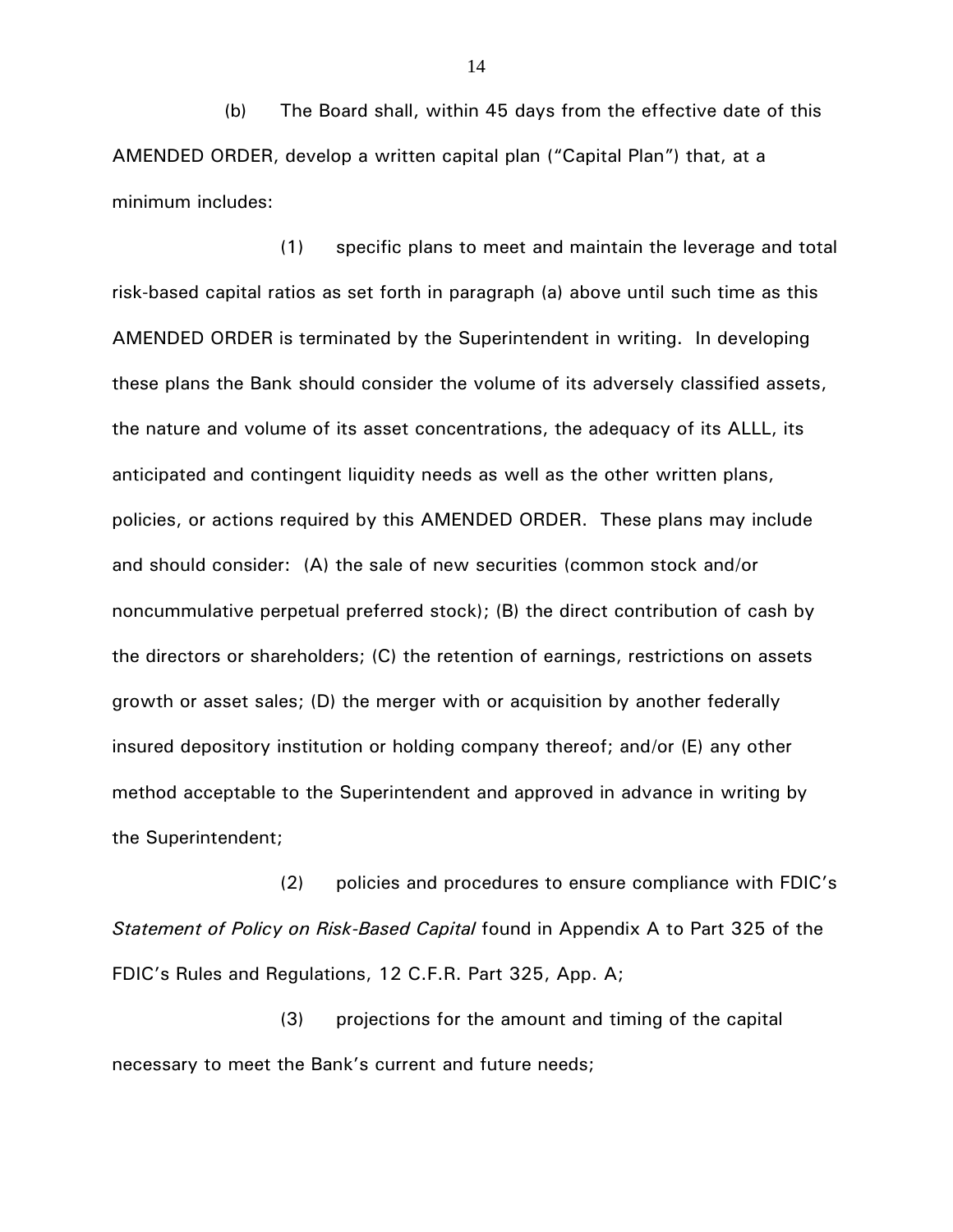(b) The Board shall, within 45 days from the effective date of this AMENDED ORDER, develop a written capital plan ("Capital Plan") that, at a minimum includes:

(1) specific plans to meet and maintain the leverage and total risk-based capital ratios as set forth in paragraph (a) above until such time as this AMENDED ORDER is terminated by the Superintendent in writing. In developing these plans the Bank should consider the volume of its adversely classified assets, the nature and volume of its asset concentrations, the adequacy of its ALLL, its anticipated and contingent liquidity needs as well as the other written plans, policies, or actions required by this AMENDED ORDER. These plans may include and should consider: (A) the sale of new securities (common stock and/or noncummulative perpetual preferred stock); (B) the direct contribution of cash by the directors or shareholders; (C) the retention of earnings, restrictions on assets growth or asset sales; (D) the merger with or acquisition by another federally insured depository institution or holding company thereof; and/or (E) any other method acceptable to the Superintendent and approved in advance in writing by the Superintendent;

(2) policies and procedures to ensure compliance with FDIC's *Statement of Policy on Risk-Based Capital* found in Appendix A to Part 325 of the FDIC's Rules and Regulations, 12 C.F.R. Part 325, App. A;

(3) projections for the amount and timing of the capital necessary to meet the Bank's current and future needs;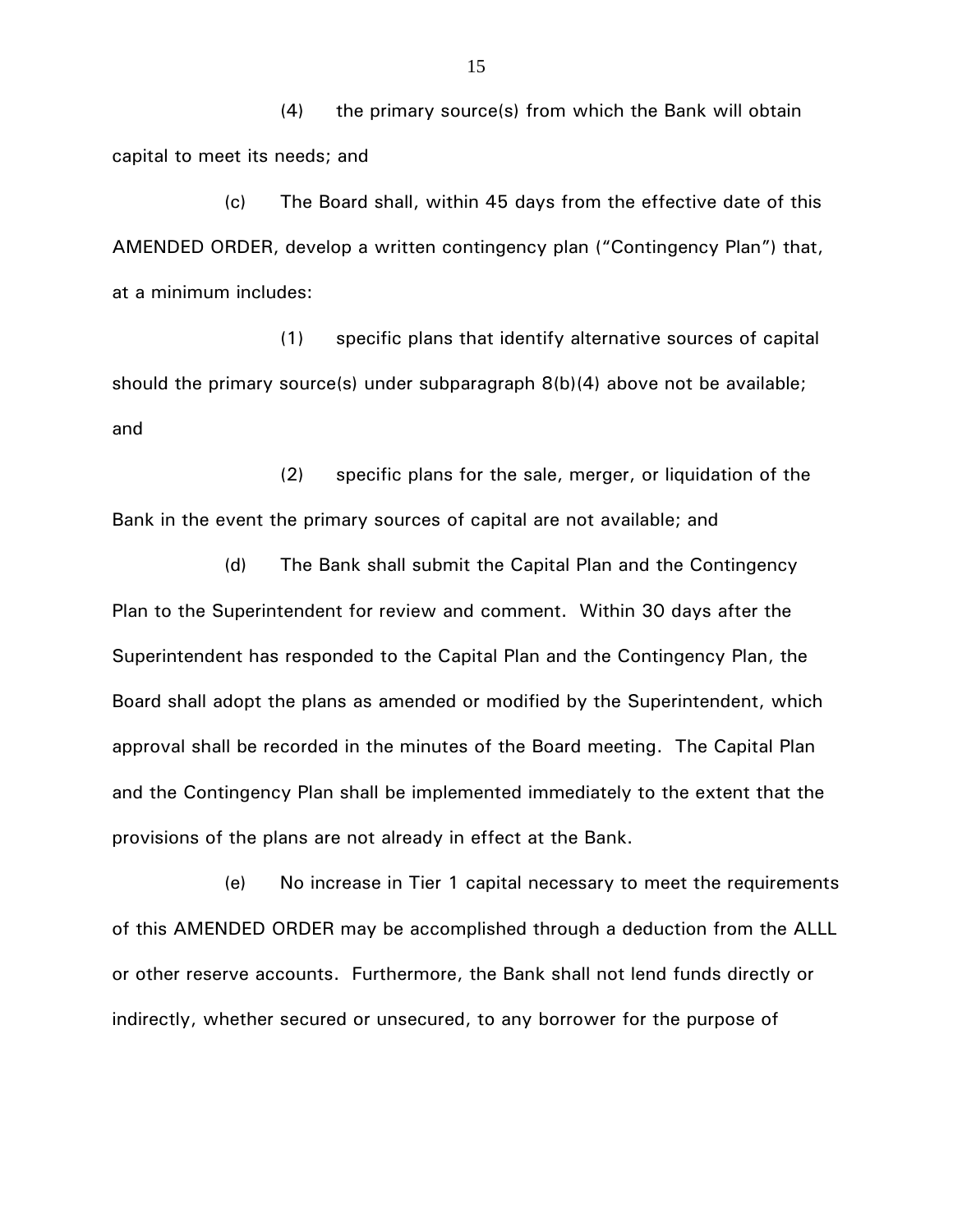(4) the primary source(s) from which the Bank will obtain capital to meet its needs; and

(c) The Board shall, within 45 days from the effective date of this AMENDED ORDER, develop a written contingency plan ("Contingency Plan") that, at a minimum includes:

(1) specific plans that identify alternative sources of capital should the primary source(s) under subparagraph 8(b)(4) above not be available; and

(2) specific plans for the sale, merger, or liquidation of the Bank in the event the primary sources of capital are not available; and

(d) The Bank shall submit the Capital Plan and the Contingency Plan to the Superintendent for review and comment. Within 30 days after the Superintendent has responded to the Capital Plan and the Contingency Plan, the Board shall adopt the plans as amended or modified by the Superintendent, which approval shall be recorded in the minutes of the Board meeting. The Capital Plan and the Contingency Plan shall be implemented immediately to the extent that the provisions of the plans are not already in effect at the Bank.

(e) No increase in Tier 1 capital necessary to meet the requirements of this AMENDED ORDER may be accomplished through a deduction from the ALLL or other reserve accounts. Furthermore, the Bank shall not lend funds directly or indirectly, whether secured or unsecured, to any borrower for the purpose of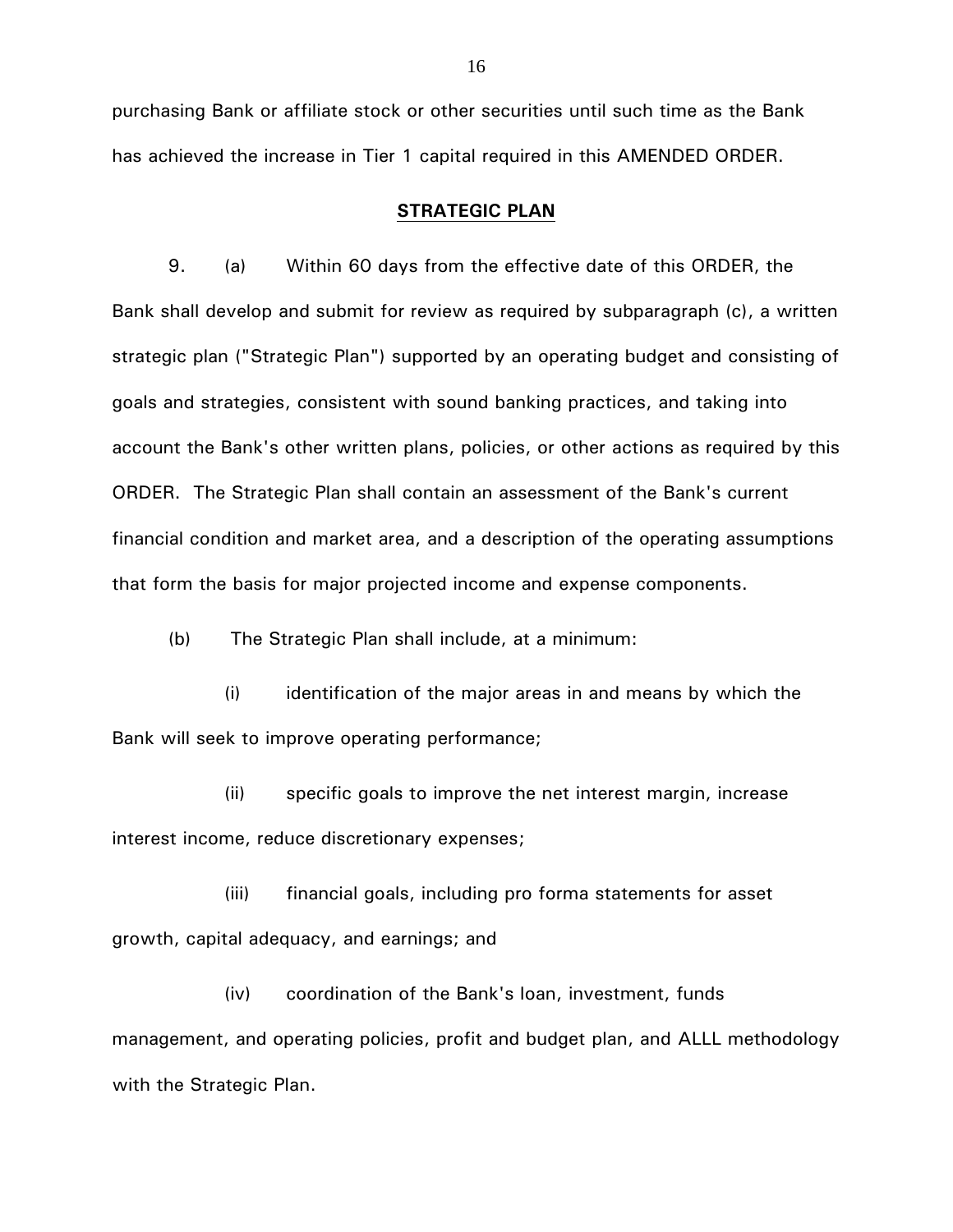purchasing Bank or affiliate stock or other securities until such time as the Bank has achieved the increase in Tier 1 capital required in this AMENDED ORDER.

**STRATEGIC PLAN**

9. (a) Within 60 days from the effective date of this ORDER, the Bank shall develop and submit for review as required by subparagraph (c), a written strategic plan ("Strategic Plan") supported by an operating budget and consisting of goals and strategies, consistent with sound banking practices, and taking into account the Bank's other written plans, policies, or other actions as required by this ORDER. The Strategic Plan shall contain an assessment of the Bank's current financial condition and market area, and a description of the operating assumptions that form the basis for major projected income and expense components.

(b) The Strategic Plan shall include, at a minimum:

(i) identification of the major areas in and means by which the Bank will seek to improve operating performance;

(ii) specific goals to improve the net interest margin, increase interest income, reduce discretionary expenses;

(iii) financial goals, including pro forma statements for asset growth, capital adequacy, and earnings; and

(iv) coordination of the Bank's loan, investment, funds management, and operating policies, profit and budget plan, and ALLL methodology with the Strategic Plan.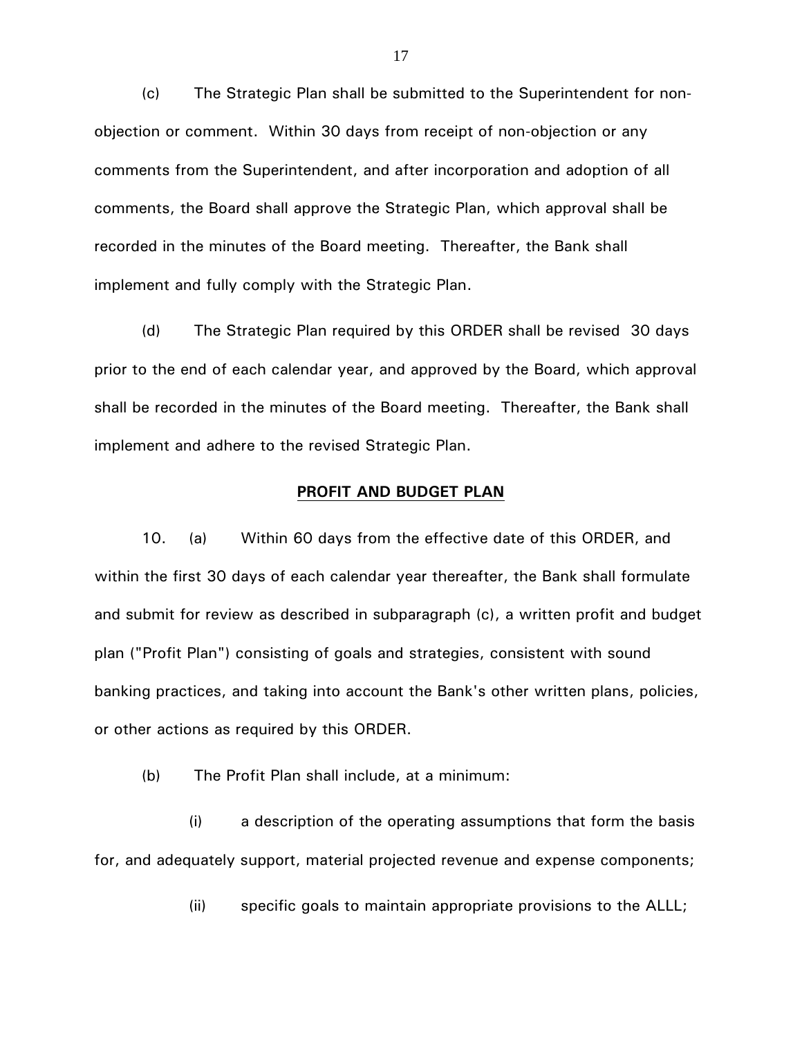(c) The Strategic Plan shall be submitted to the Superintendent for non-objection or comment. Within 30 days from receipt of non-objection or any comments from the Superintendent, and after incorporation and adoption of all comments, the Board shall approve the Strategic Plan, which approval shall be recorded in the minutes of the Board meeting. Thereafter, the Bank shall implement and fully comply with the Strategic Plan.

(d) The Strategic Plan required by this ORDER shall be revised 30 days prior to the end of each calendar year, and approved by the Board, which approval shall be recorded in the minutes of the Board meeting. Thereafter, the Bank shall implement and adhere to the revised Strategic Plan.

## PROFIT AND BUDGET PLAN

10. (a) Within 60 days from the effective date of this ORDER, and within the first 30 days of each calendar year thereafter, the Bank shall formulate and submit for review as described in subparagraph (c), a written profit and budget plan ("Profit Plan") consisting of goals and strategies, consistent with sound banking practices, and taking into account the Bank's other written plans, policies, or other actions as required by this ORDER.

(b) The Profit Plan shall include, at a minimum:

(i) a description of the operating assumptions that form the basis for, and adequately support, material projected revenue and expense components;

(ii) specific goals to maintain appropriate provisions to the ALLL;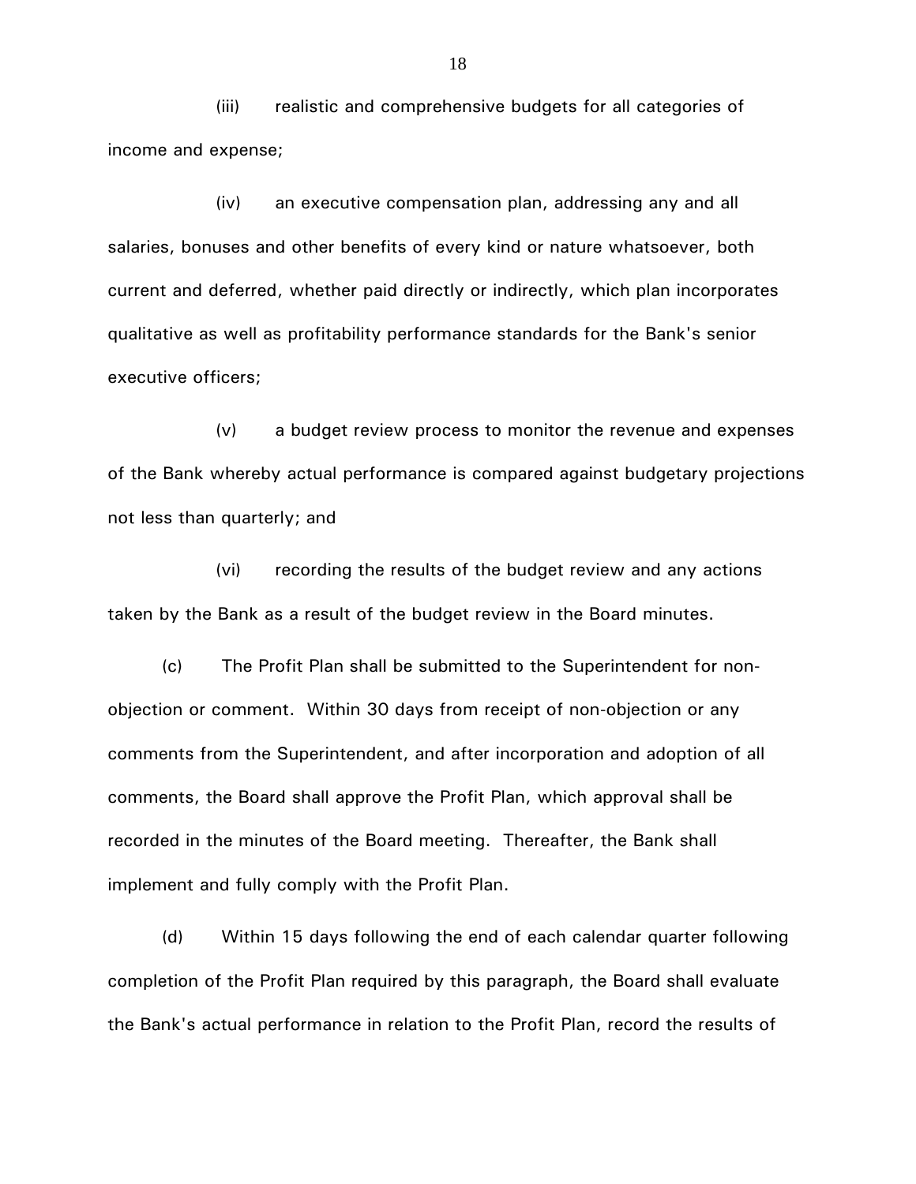(iii) realistic and comprehensive budgets for all categories of income and expense;

(iv) an executive compensation plan, addressing any and all salaries, bonuses and other benefits of every kind or nature whatsoever, both current and deferred, whether paid directly or indirectly, which plan incorporates qualitative as well as profitability performance standards for the Bank's senior executive officers;

(v) a budget review process to monitor the revenue and expenses of the Bank whereby actual performance is compared against budgetary projections not less than quarterly; and

(vi) recording the results of the budget review and any actions taken by the Bank as a result of the budget review in the Board minutes.

(c) The Profit Plan shall be submitted to the Superintendent for non-objection or comment. Within 30 days from receipt of non-objection or any comments from the Superintendent, and after incorporation and adoption of all comments, the Board shall approve the Profit Plan, which approval shall be recorded in the minutes of the Board meeting. Thereafter, the Bank shall implement and fully comply with the Profit Plan.

(d) Within 15 days following the end of each calendar quarter following completion of the Profit Plan required by this paragraph, the Board shall evaluate the Bank's actual performance in relation to the Profit Plan, record the results of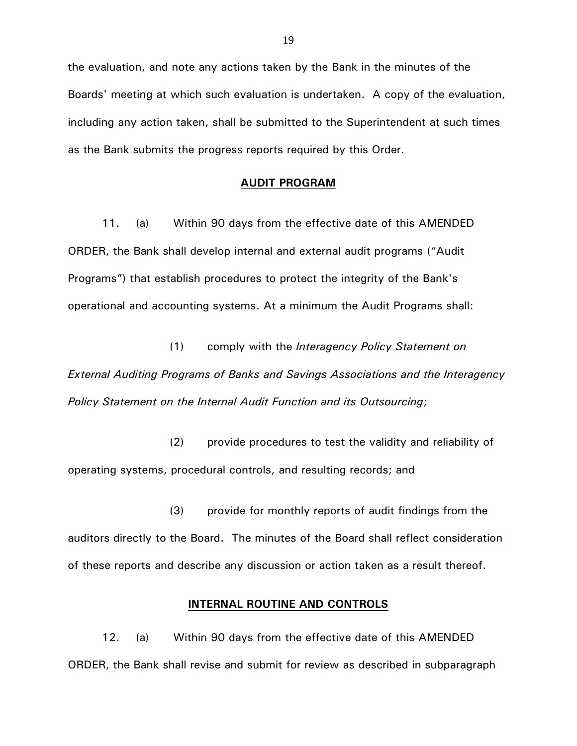the evaluation, and note any actions taken by the Bank in the minutes of the Boards' meeting at which such evaluation is undertaken. A copy of the evaluation, including any action taken, shall be submitted to the Superintendent at such times as the Bank submits the progress reports required by this Order.

## **AUDIT PROGRAM**

11. (a) Within 90 days from the effective date of this AMENDED ORDER, the Bank shall develop internal and external audit programs ("Audit Programs") that establish procedures to protect the integrity of the Bank's operational and accounting systems. At a minimum the Audit Programs shall:

(1) comply with the *Interagency Policy Statement on External Auditing Programs of Banks and Savings Associations and the Interagency Policy Statement on the Internal Audit Function and its Outsourcing*;

(2) provide procedures to test the validity and reliability of operating systems, procedural controls, and resulting records; and

(3) provide for monthly reports of audit findings from the auditors directly to the Board. The minutes of the Board shall reflect consideration of these reports and describe any discussion or action taken as a result thereof.

## **INTERNAL ROUTINE AND CONTROLS**

12. (a) Within 90 days from the effective date of this AMENDED ORDER, the Bank shall revise and submit for review as described in subparagraph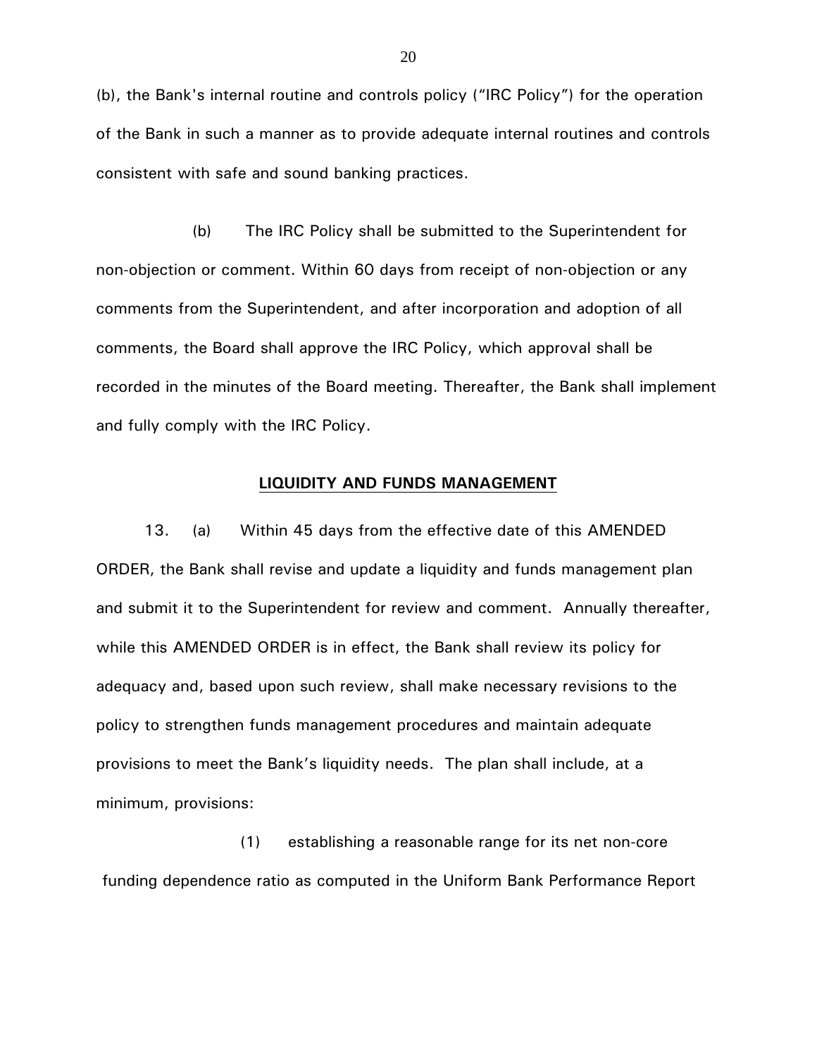(b), the Bank's internal routine and controls policy ("IRC Policy") for the operation of the Bank in such a manner as to provide adequate internal routines and controls consistent with safe and sound banking practices.

(b) The IRC Policy shall be submitted to the Superintendent for non-objection or comment. Within 60 days from receipt of non-objection or any comments from the Superintendent, and after incorporation and adoption of all comments, the Board shall approve the IRC Policy, which approval shall be recorded in the minutes of the Board meeting. Thereafter, the Bank shall implement and fully comply with the IRC Policy.

**LIQUIDITY AND FUNDS MANAGEMENT**

13. (a) Within 45 days from the effective date of this AMENDED ORDER, the Bank shall revise and update a liquidity and funds management plan and submit it to the Superintendent for review and comment. Annually thereafter, while this AMENDED ORDER is in effect, the Bank shall review its policy for adequacy and, based upon such review, shall make necessary revisions to the policy to strengthen funds management procedures and maintain adequate provisions to meet the Bank's liquidity needs. The plan shall include, at a minimum, provisions:

(1) establishing a reasonable range for its net non-core funding dependence ratio as computed in the Uniform Bank Performance Report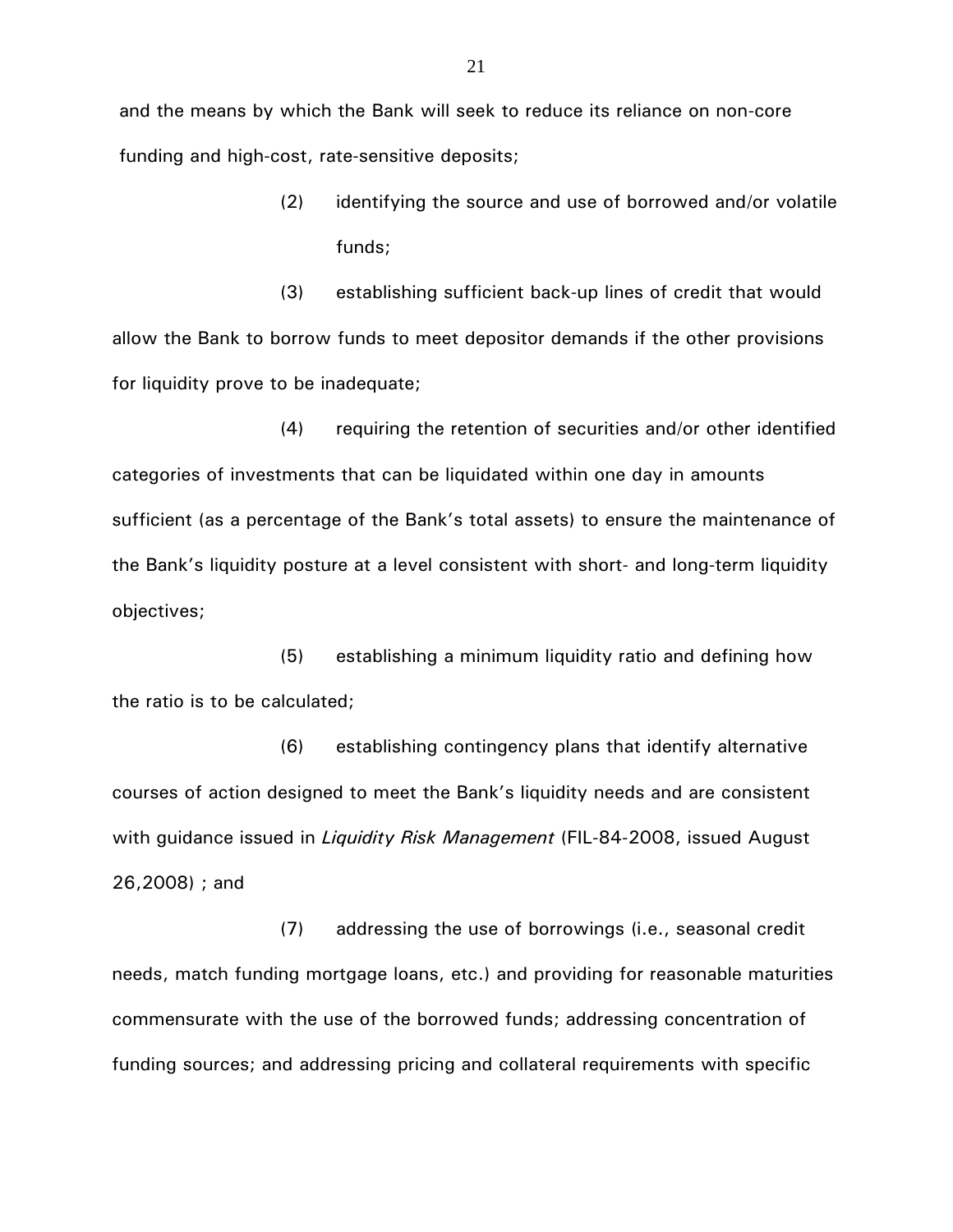and the means by which the Bank will seek to reduce its reliance on non-core funding and high-cost, rate-sensitive deposits;

(2) identifying the source and use of borrowed and/or volatile funds;

(3) establishing sufficient back-up lines of credit that would allow the Bank to borrow funds to meet depositor demands if the other provisions for liquidity prove to be inadequate;

(4) requiring the retention of securities and/or other identified categories of investments that can be liquidated within one day in amounts sufficient (as a percentage of the Bank's total assets) to ensure the maintenance of the Bank's liquidity posture at a level consistent with short- and long-term liquidity objectives;

(5) establishing a minimum liquidity ratio and defining how the ratio is to be calculated;

(6) establishing contingency plans that identify alternative courses of action designed to meet the Bank's liquidity needs and are consistent with guidance issued in *Liquidity Risk Management* (FIL-84-2008, issued August 26,2008) ; and

(7) addressing the use of borrowings (i.e., seasonal credit needs, match funding mortgage loans, etc.) and providing for reasonable maturities commensurate with the use of the borrowed funds; addressing concentration of funding sources; and addressing pricing and collateral requirements with specific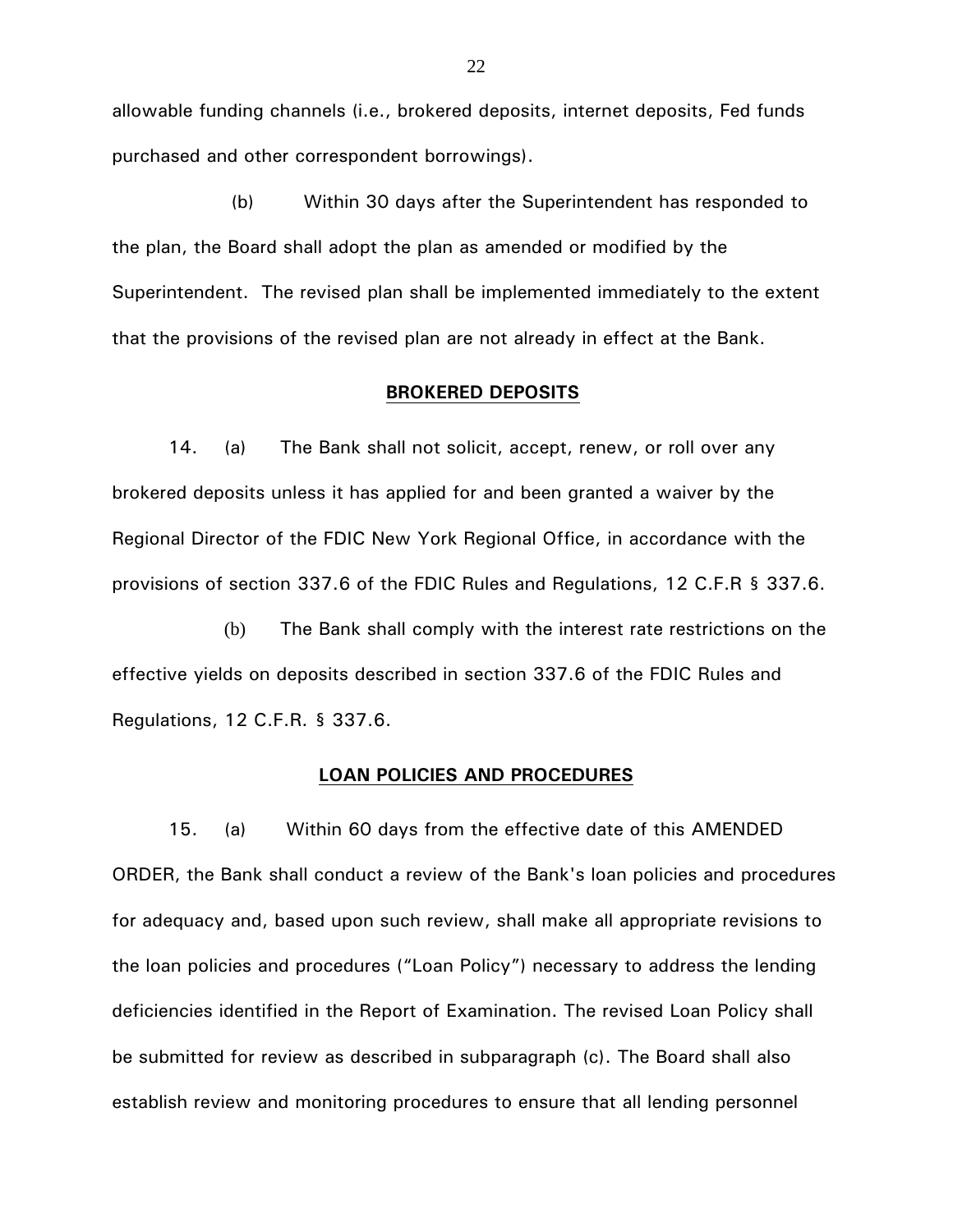allowable funding channels (i.e., brokered deposits, internet deposits, Fed funds purchased and other correspondent borrowings).

(b) Within 30 days after the Superintendent has responded to the plan, the Board shall adopt the plan as amended or modified by the Superintendent. The revised plan shall be implemented immediately to the extent that the provisions of the revised plan are not already in effect at the Bank.

**BROKERED DEPOSITS**

14. (a) The Bank shall not solicit, accept, renew, or roll over any brokered deposits unless it has applied for and been granted a waiver by the Regional Director of the FDIC New York Regional Office, in accordance with the provisions of section 337.6 of the FDIC Rules and Regulations, 12 C.F.R § 337.6.

(b) The Bank shall comply with the interest rate restrictions on the effective yields on deposits described in section 337.6 of the FDIC Rules and Regulations, 12 C.F.R. § 337.6.

**LOAN POLICIES AND PROCEDURES**

15. (a) Within 60 days from the effective date of this AMENDED ORDER, the Bank shall conduct a review of the Bank's loan policies and procedures for adequacy and, based upon such review, shall make all appropriate revisions to the loan policies and procedures ("Loan Policy") necessary to address the lending deficiencies identified in the Report of Examination. The revised Loan Policy shall be submitted for review as described in subparagraph (c). The Board shall also establish review and monitoring procedures to ensure that all lending personnel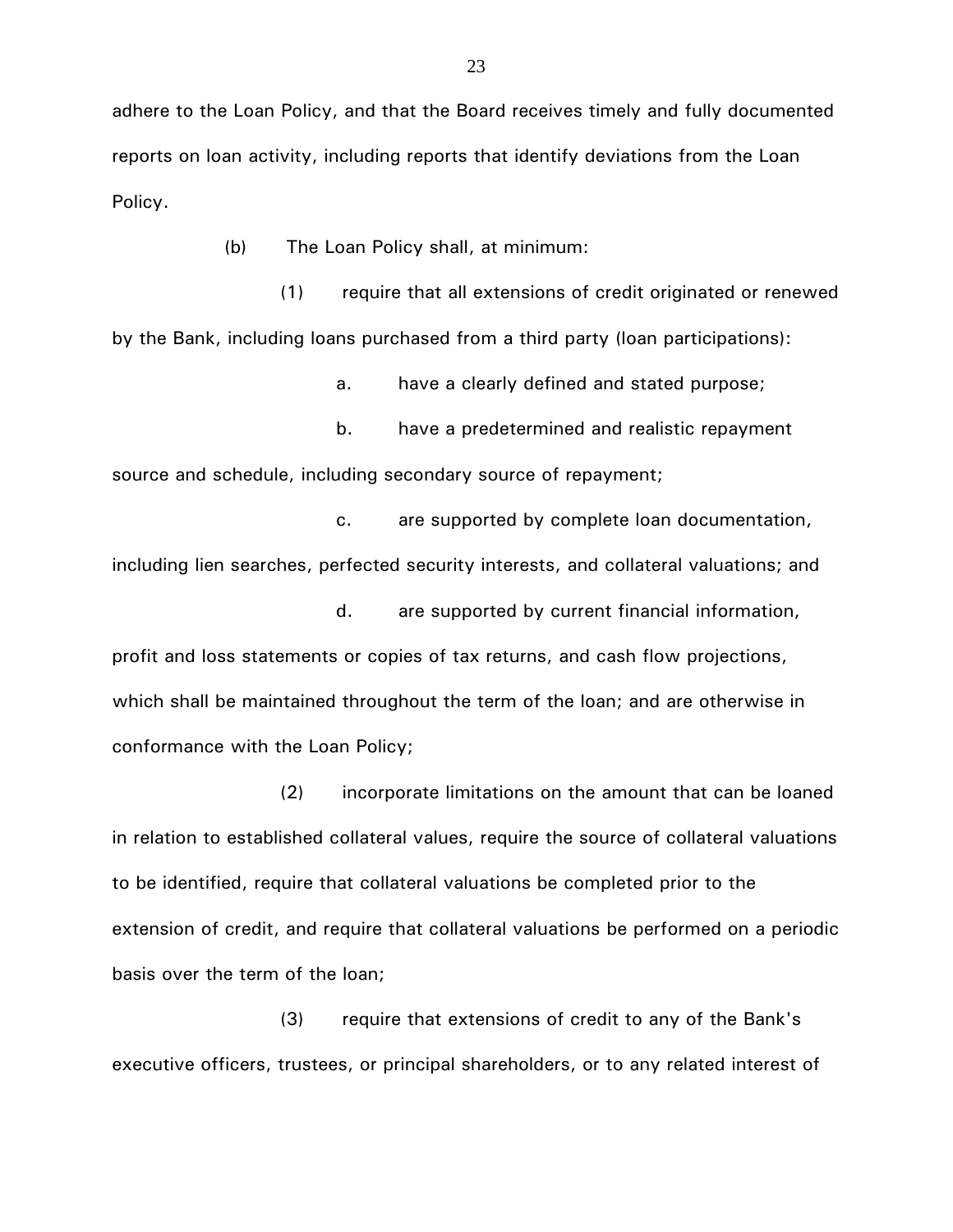adhere to the Loan Policy, and that the Board receives timely and fully documented reports on loan activity, including reports that identify deviations from the Loan Policy.

(b) The Loan Policy shall, at minimum:

(1) require that all extensions of credit originated or renewed by the Bank, including loans purchased from a third party (loan participations):

a. have a clearly defined and stated purpose;

b. have a predetermined and realistic repayment source and schedule, including secondary source of repayment;

c. are supported by complete loan documentation, including lien searches, perfected security interests, and collateral valuations; and

d. are supported by current financial information, profit and loss statements or copies of tax returns, and cash flow projections, which shall be maintained throughout the term of the loan; and are otherwise in conformance with the Loan Policy;

(2) incorporate limitations on the amount that can be loaned in relation to established collateral values, require the source of collateral valuations to be identified, require that collateral valuations be completed prior to the extension of credit, and require that collateral valuations be performed on a periodic basis over the term of the loan;

(3) require that extensions of credit to any of the Bank's executive officers, trustees, or principal shareholders, or to any related interest of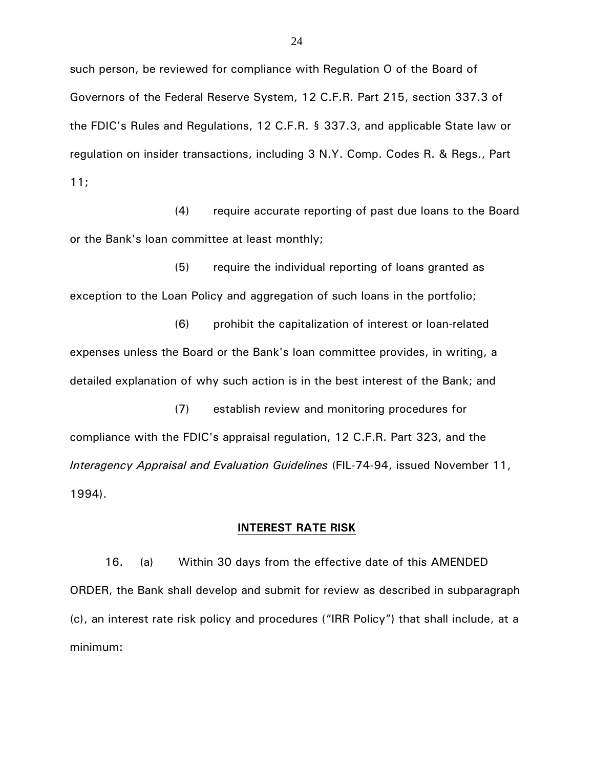such person, be reviewed for compliance with Regulation O of the Board of Governors of the Federal Reserve System, 12 C.F.R. Part 215, section 337.3 of the FDIC's Rules and Regulations, 12 C.F.R. § 337.3, and applicable State law or regulation on insider transactions, including 3 N.Y. Comp. Codes R. & Regs., Part 11;

(4) require accurate reporting of past due loans to the Board or the Bank's loan committee at least monthly;

(5) require the individual reporting of loans granted as exception to the Loan Policy and aggregation of such loans in the portfolio;

(6) prohibit the capitalization of interest or loan-related expenses unless the Board or the Bank's loan committee provides, in writing, a detailed explanation of why such action is in the best interest of the Bank; and

(7) establish review and monitoring procedures for compliance with the FDIC's appraisal regulation, 12 C.F.R. Part 323, and the *Interagency Appraisal and Evaluation Guidelines* (FIL-74-94, issued November 11, 1994).

## INTEREST RATE RISK

16. (a) Within 30 days from the effective date of this AMENDED ORDER, the Bank shall develop and submit for review as described in subparagraph (c), an interest rate risk policy and procedures ("IRR Policy") that shall include, at a minimum: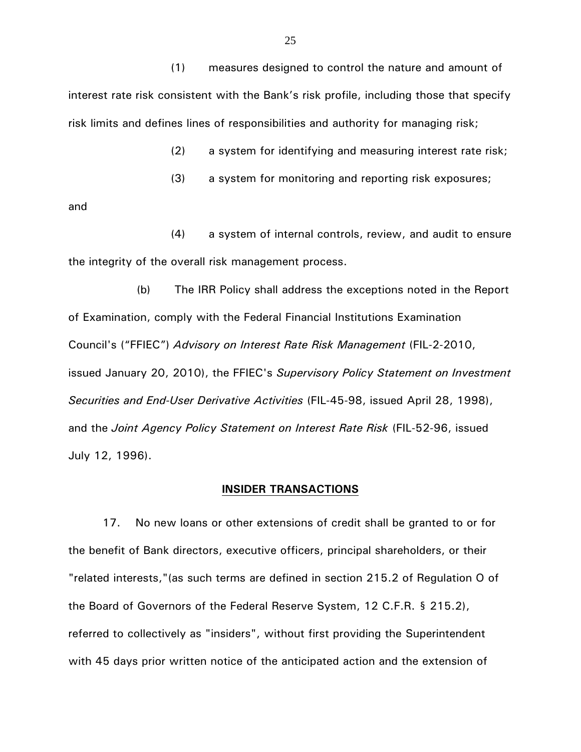(1) measures designed to control the nature and amount of interest rate risk consistent with the Bank's risk profile, including those that specify risk limits and defines lines of responsibilities and authority for managing risk;

(2) a system for identifying and measuring interest rate risk;

(3) a system for monitoring and reporting risk exposures; and

(4) a system of internal controls, review, and audit to ensure the integrity of the overall risk management process.

(b) The IRR Policy shall address the exceptions noted in the Report of Examination, comply with the Federal Financial Institutions Examination Council's ("FFIEC") *Advisory on Interest Rate Risk Management* (FIL-2-2010, issued January 20, 2010), the FFIEC's *Supervisory Policy Statement on Investment Securities and End-User Derivative Activities* (FIL-45-98, issued April 28, 1998), and the *Joint Agency Policy Statement on Interest Rate Risk* (FIL-52-96, issued July 12, 1996).

## **INSIDER TRANSACTIONS**

17. No new loans or other extensions of credit shall be granted to or for the benefit of Bank directors, executive officers, principal shareholders, or their "related interests,"(as such terms are defined in section 215.2 of Regulation O of the Board of Governors of the Federal Reserve System, 12 C.F.R. § 215.2), referred to collectively as "insiders", without first providing the Superintendent with 45 days prior written notice of the anticipated action and the extension of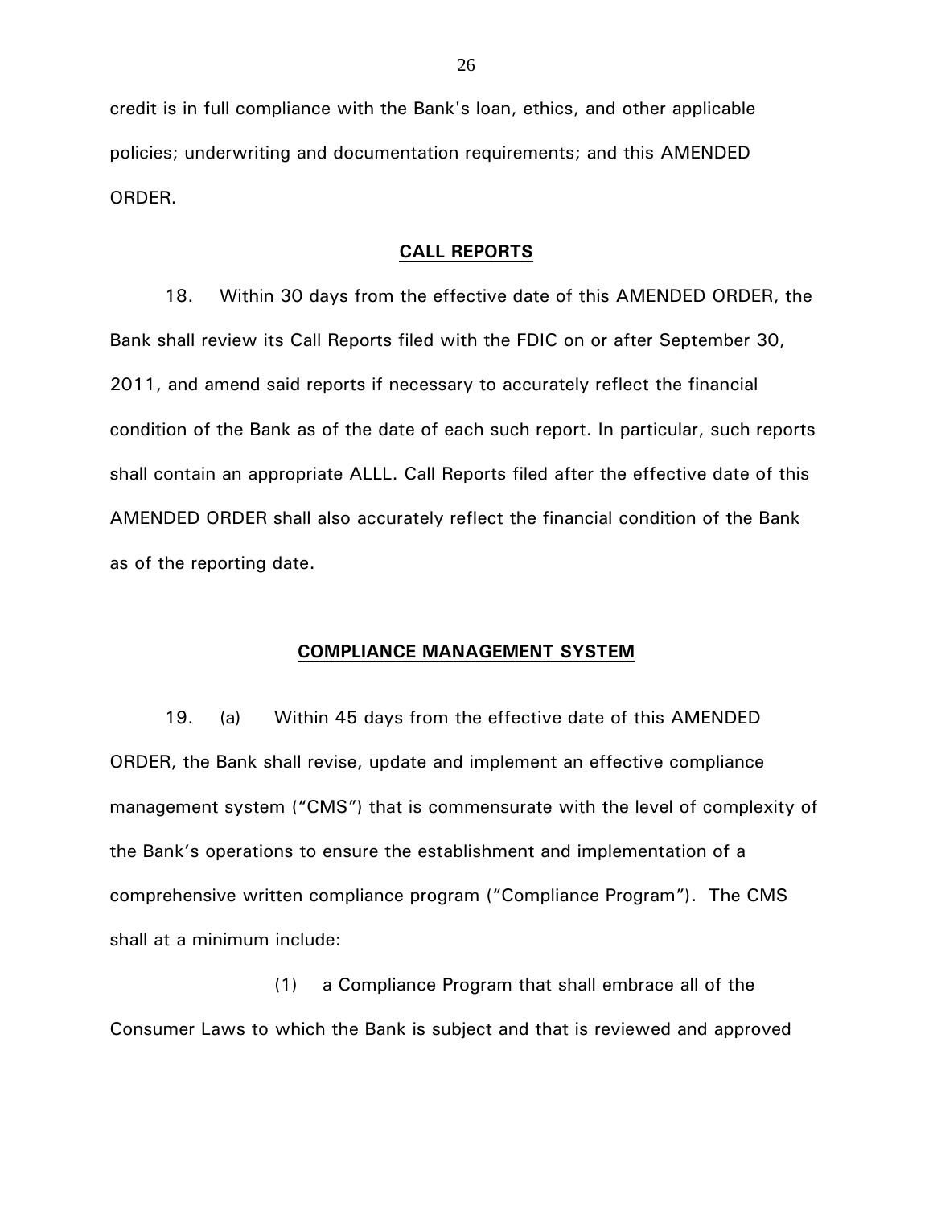credit is in full compliance with the Bank's loan, ethics, and other applicable policies; underwriting and documentation requirements; and this AMENDED ORDER.

**CALL REPORTS**

18. Within 30 days from the effective date of this AMENDED ORDER, the Bank shall review its Call Reports filed with the FDIC on or after September 30, 2011, and amend said reports if necessary to accurately reflect the financial condition of the Bank as of the date of each such report. In particular, such reports shall contain an appropriate ALLL. Call Reports filed after the effective date of this AMENDED ORDER shall also accurately reflect the financial condition of the Bank as of the reporting date.

**COMPLIANCE MANAGEMENT SYSTEM**

19. (a) Within 45 days from the effective date of this AMENDED ORDER, the Bank shall revise, update and implement an effective compliance management system ("CMS") that is commensurate with the level of complexity of the Bank's operations to ensure the establishment and implementation of a comprehensive written compliance program ("Compliance Program"). The CMS shall at a minimum include:

(1) a Compliance Program that shall embrace all of the Consumer Laws to which the Bank is subject and that is reviewed and approved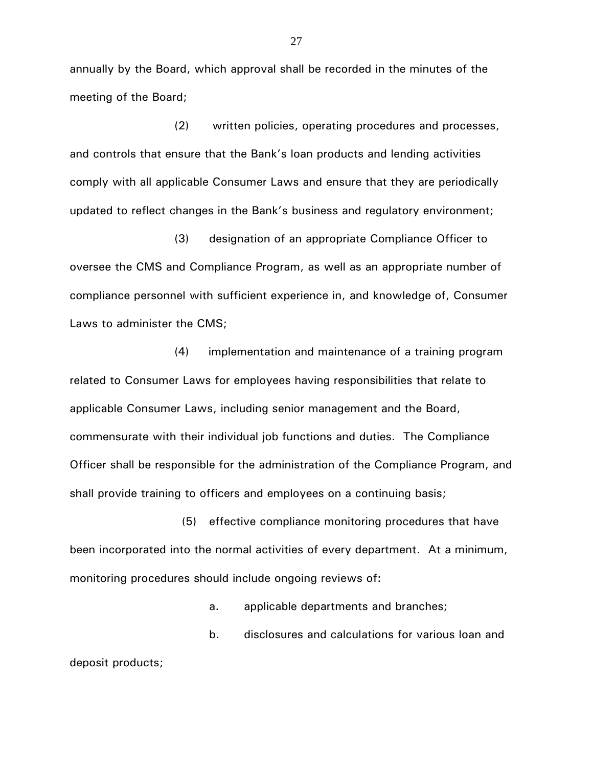annually by the Board, which approval shall be recorded in the minutes of the meeting of the Board;

(2) written policies, operating procedures and processes, and controls that ensure that the Bank's loan products and lending activities comply with all applicable Consumer Laws and ensure that they are periodically updated to reflect changes in the Bank's business and regulatory environment;

(3) designation of an appropriate Compliance Officer to oversee the CMS and Compliance Program, as well as an appropriate number of compliance personnel with sufficient experience in, and knowledge of, Consumer Laws to administer the CMS;

(4) implementation and maintenance of a training program related to Consumer Laws for employees having responsibilities that relate to applicable Consumer Laws, including senior management and the Board, commensurate with their individual job functions and duties. The Compliance Officer shall be responsible for the administration of the Compliance Program, and shall provide training to officers and employees on a continuing basis;

(5) effective compliance monitoring procedures that have been incorporated into the normal activities of every department. At a minimum, monitoring procedures should include ongoing reviews of:

a. applicable departments and branches;

b. disclosures and calculations for various loan and deposit products;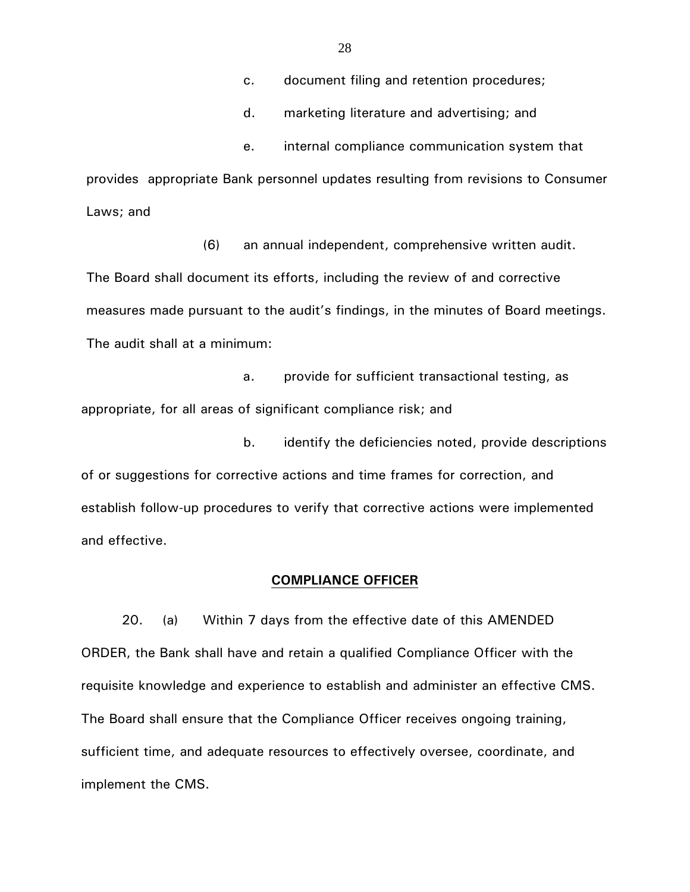c. document filing and retention procedures;

d. marketing literature and advertising; and

e. internal compliance communication system that provides appropriate Bank personnel updates resulting from revisions to Consumer Laws; and

(6) an annual independent, comprehensive written audit. The Board shall document its efforts, including the review of and corrective measures made pursuant to the audit's findings, in the minutes of Board meetings. The audit shall at a minimum:

a. provide for sufficient transactional testing, as appropriate, for all areas of significant compliance risk; and

b. identify the deficiencies noted, provide descriptions of or suggestions for corrective actions and time frames for correction, and establish follow-up procedures to verify that corrective actions were implemented and effective.

## COMPLIANCE OFFICER

20. (a) Within 7 days from the effective date of this AMENDED ORDER, the Bank shall have and retain a qualified Compliance Officer with the requisite knowledge and experience to establish and administer an effective CMS. The Board shall ensure that the Compliance Officer receives ongoing training, sufficient time, and adequate resources to effectively oversee, coordinate, and implement the CMS.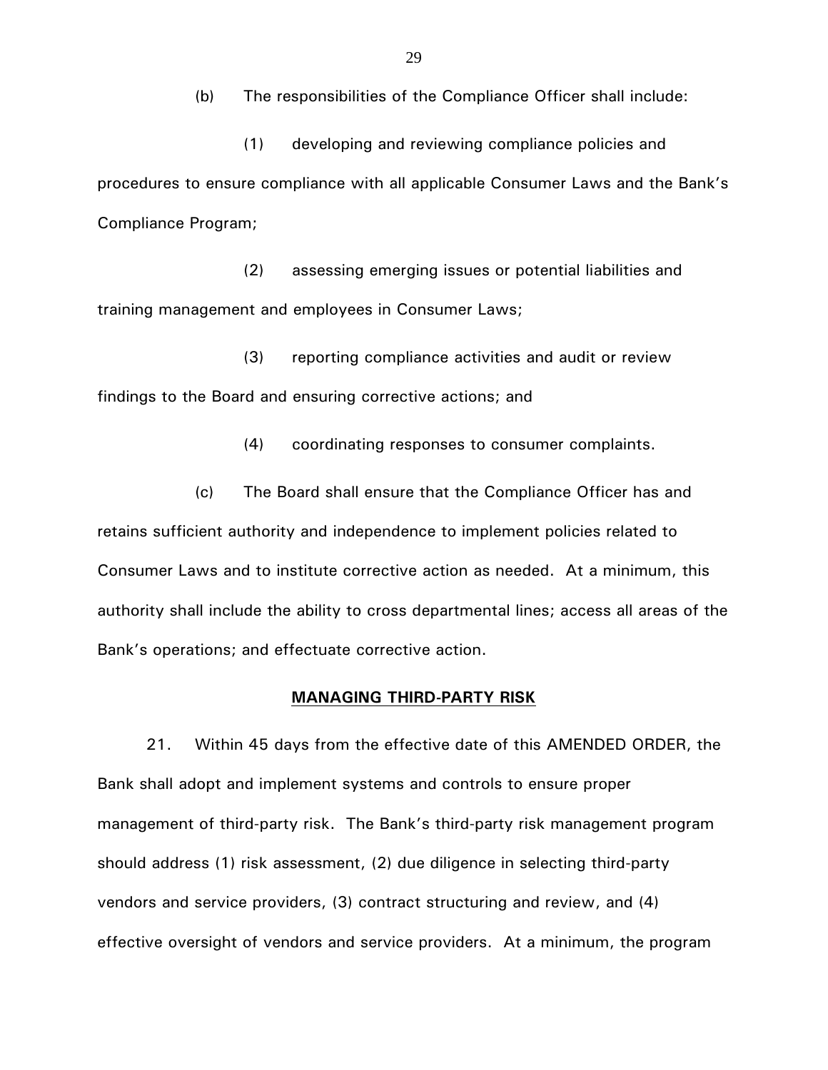(b) The responsibilities of the Compliance Officer shall include:

(1) developing and reviewing compliance policies and procedures to ensure compliance with all applicable Consumer Laws and the Bank's Compliance Program;

(2) assessing emerging issues or potential liabilities and training management and employees in Consumer Laws;

(3) reporting compliance activities and audit or review findings to the Board and ensuring corrective actions; and

(4) coordinating responses to consumer complaints.

(c) The Board shall ensure that the Compliance Officer has and retains sufficient authority and independence to implement policies related to Consumer Laws and to institute corrective action as needed. At a minimum, this authority shall include the ability to cross departmental lines; access all areas of the Bank's operations; and effectuate corrective action.

## MANAGING THIRD-PARTY RISK

21. Within 45 days from the effective date of this AMENDED ORDER, the Bank shall adopt and implement systems and controls to ensure proper management of third-party risk. The Bank's third-party risk management program should address (1) risk assessment, (2) due diligence in selecting third-party vendors and service providers, (3) contract structuring and review, and (4) effective oversight of vendors and service providers. At a minimum, the program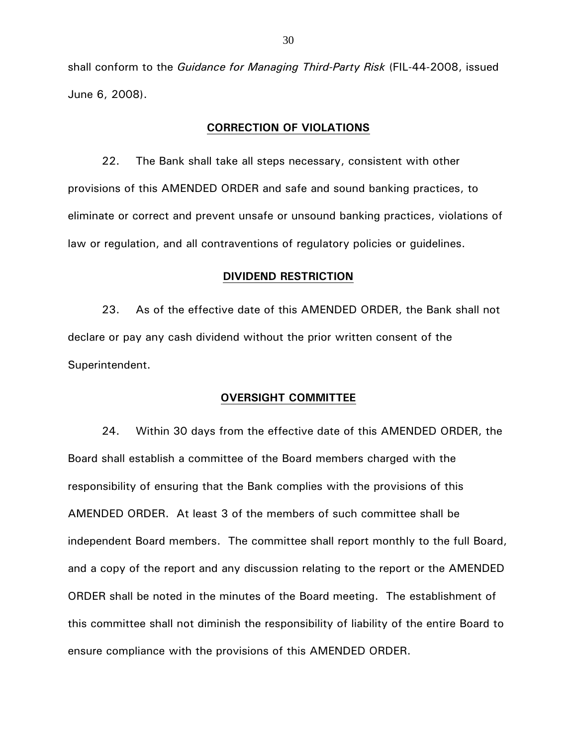shall conform to the *Guidance for Managing Third-Party Risk* (FIL-44-2008, issued June 6, 2008).

## CORRECTION OF VIOLATIONS

22. The Bank shall take all steps necessary, consistent with other provisions of this AMENDED ORDER and safe and sound banking practices, to eliminate or correct and prevent unsafe or unsound banking practices, violations of law or regulation, and all contraventions of regulatory policies or guidelines.

## DIVIDEND RESTRICTION

23. As of the effective date of this AMENDED ORDER, the Bank shall not declare or pay any cash dividend without the prior written consent of the Superintendent.

## OVERSIGHT COMMITTEE

24. Within 30 days from the effective date of this AMENDED ORDER, the Board shall establish a committee of the Board members charged with the responsibility of ensuring that the Bank complies with the provisions of this AMENDED ORDER. At least 3 of the members of such committee shall be independent Board members. The committee shall report monthly to the full Board, and a copy of the report and any discussion relating to the report or the AMENDED ORDER shall be noted in the minutes of the Board meeting. The establishment of this committee shall not diminish the responsibility of liability of the entire Board to ensure compliance with the provisions of this AMENDED ORDER.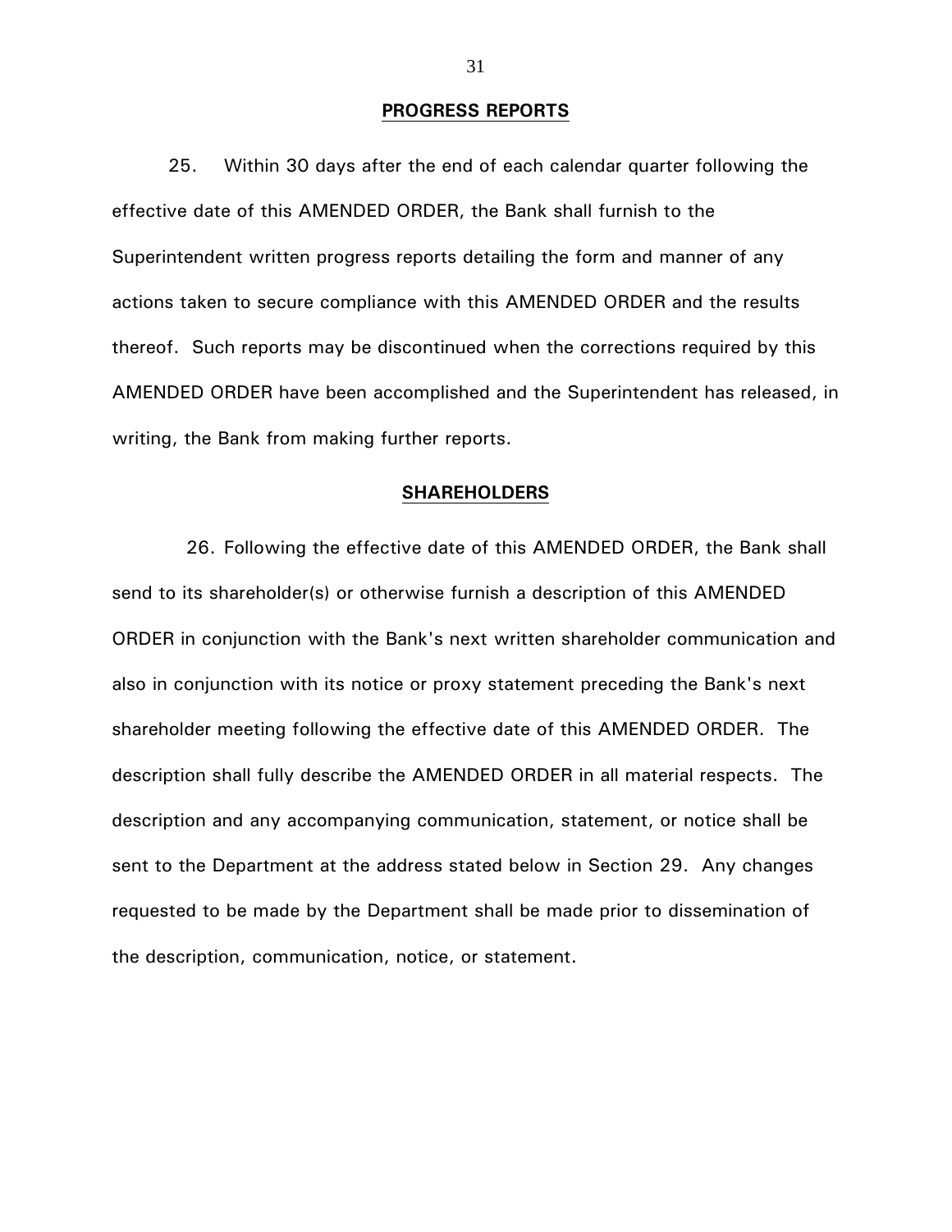**PROGRESS REPORTS**

25. Within 30 days after the end of each calendar quarter following the effective date of this AMENDED ORDER, the Bank shall furnish to the Superintendent written progress reports detailing the form and manner of any actions taken to secure compliance with this AMENDED ORDER and the results thereof. Such reports may be discontinued when the corrections required by this AMENDED ORDER have been accomplished and the Superintendent has released, in writing, the Bank from making further reports.

**SHAREHOLDERS**

26. Following the effective date of this AMENDED ORDER, the Bank shall send to its shareholder(s) or otherwise furnish a description of this AMENDED ORDER in conjunction with the Bank's next written shareholder communication and also in conjunction with its notice or proxy statement preceding the Bank's next shareholder meeting following the effective date of this AMENDED ORDER. The description shall fully describe the AMENDED ORDER in all material respects. The description and any accompanying communication, statement, or notice shall be sent to the Department at the address stated below in Section 29. Any changes requested to be made by the Department shall be made prior to dissemination of the description, communication, notice, or statement.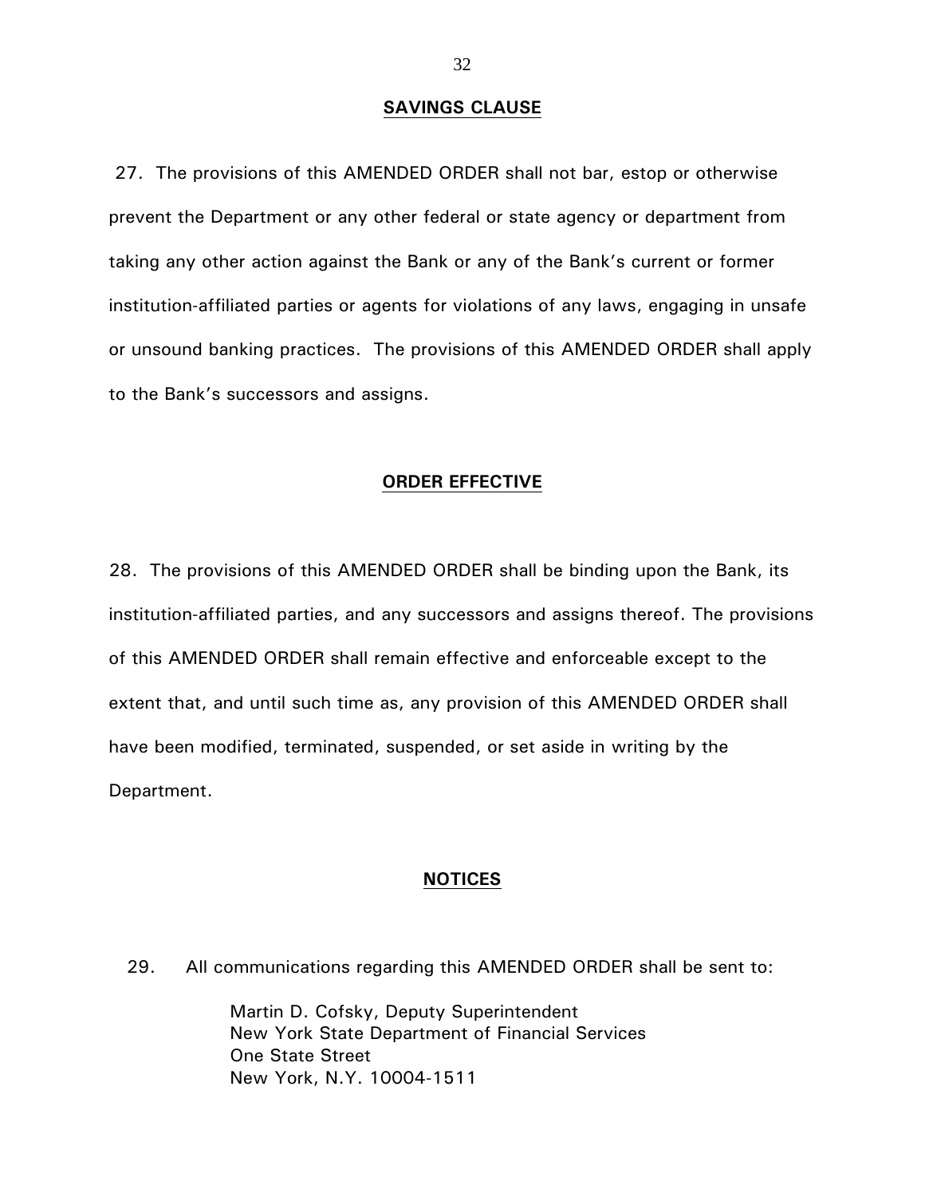## SAVINGS CLAUSE

27. The provisions of this AMENDED ORDER shall not bar, estop or otherwise prevent the Department or any other federal or state agency or department from taking any other action against the Bank or any of the Bank's current or former institution-affiliated parties or agents for violations of any laws, engaging in unsafe or unsound banking practices. The provisions of this AMENDED ORDER shall apply to the Bank's successors and assigns.

## ORDER EFFECTIVE

28. The provisions of this AMENDED ORDER shall be binding upon the Bank, its institution-affiliated parties, and any successors and assigns thereof. The provisions of this AMENDED ORDER shall remain effective and enforceable except to the extent that, and until such time as, any provision of this AMENDED ORDER shall have been modified, terminated, suspended, or set aside in writing by the Department.

## NOTICES

29. All communications regarding this AMENDED ORDER shall be sent to:

Martin D. Cofsky, Deputy Superintendent
New York State Department of Financial Services
One State Street
New York, N.Y. 10004-1511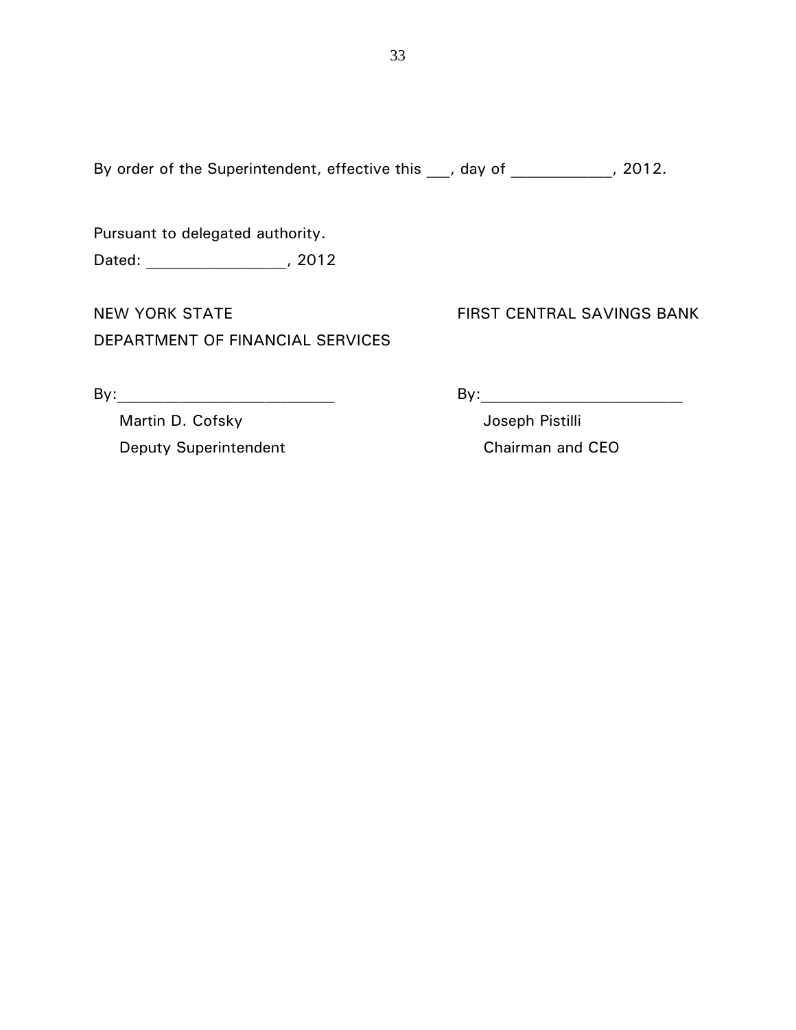By order of the Superintendent, effective this ___, day of ___________, 2012.

Pursuant to delegated authority.

Dated: _______________, 2012

| | |
|---|---|
| NEW YORK STATE DEPARTMENT OF FINANCIAL SERVICES | FIRST CENTRAL SAVINGS BANK |
| By:________________________ | By:______________________ |
| Martin D. Cofsky | Joseph Pistilli |
| Deputy Superintendent | Chairman and CEO |